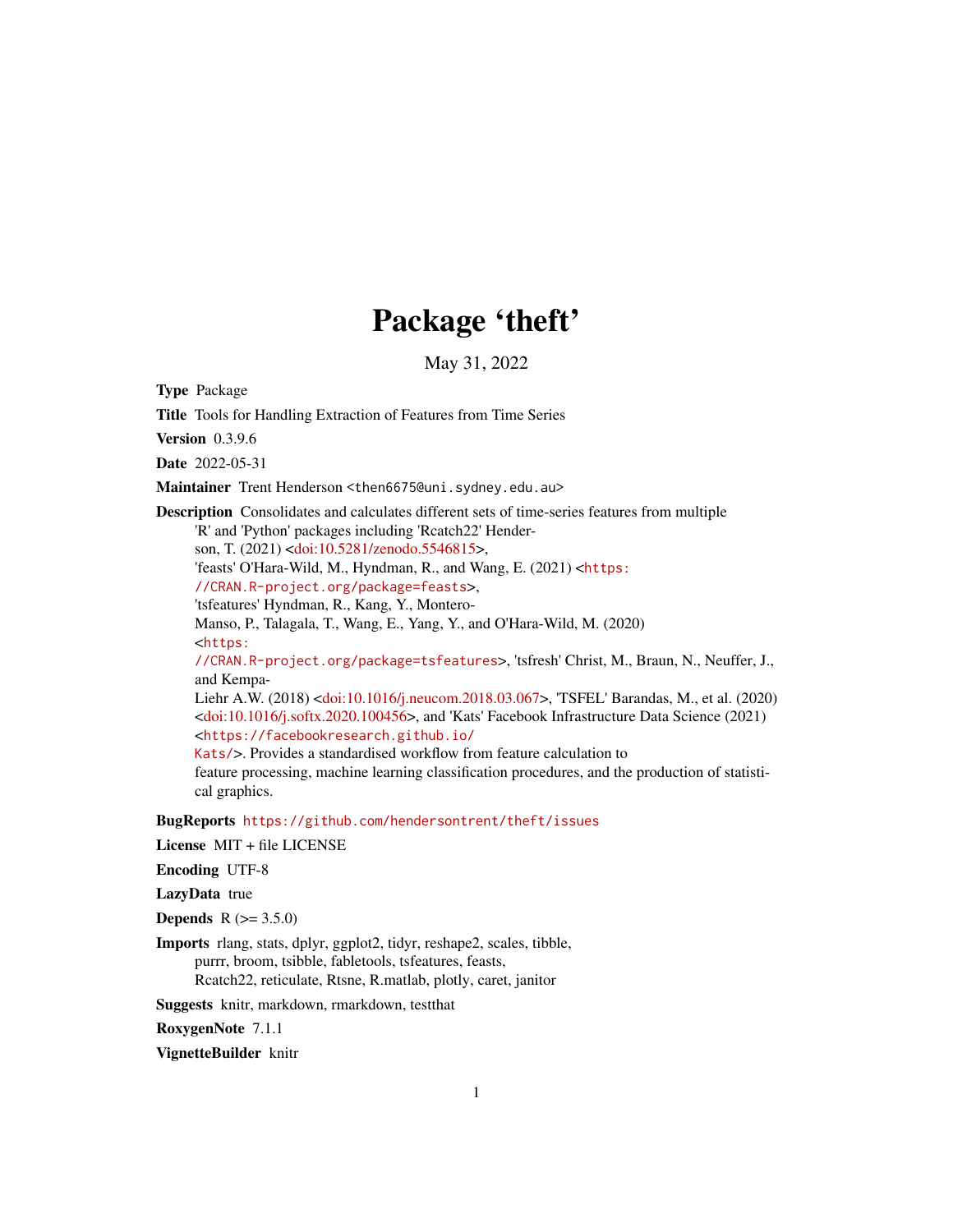# Package 'theft'

May 31, 2022

**Type** Package

**Title** Tools for Handling Extraction of Features from Time Series

**Version** 0.3.9.6

**Date** 2022-05-31

**Maintainer** Trent Henderson <then6675@uni.sydney.edu.au>

**Description** Consolidates and calculates different sets of time-series features from multiple 'R' and 'Python' packages including 'Rcatch22' Henderson, T. (2021) <doi:10.5281/zenodo.5546815>, 'feasts' O'Hara-Wild, M., Hyndman, R., and Wang, E. (2021) <https://CRAN.R-project.org/package=feasts>, 'tsfeatures' Hyndman, R., Kang, Y., Montero-Manso, P., Talagala, T., Wang, E., Yang, Y., and O'Hara-Wild, M. (2020) <https://CRAN.R-project.org/package=tsfeatures>, 'tsfresh' Christ, M., Braun, N., Neuffer, J., and Kempa-Liehr A.W. (2018) <doi:10.1016/j.neucom.2018.03.067>, 'TSFEL' Barandas, M., et al. (2020) <doi:10.1016/j.softx.2020.100456>, and 'Kats' Facebook Infrastructure Data Science (2021) <https://facebookresearch.github.io/Kats/>. Provides a standardised workflow from feature calculation to feature processing, machine learning classification procedures, and the production of statistical graphics.

**BugReports** https://github.com/hendersontrent/theft/issues

**License** MIT + file LICENSE

**Encoding** UTF-8

**LazyData** true

**Depends** R (>= 3.5.0)

**Imports** rlang, stats, dplyr, ggplot2, tidyr, reshape2, scales, tibble, purrr, broom, tsibble, fabletools, tsfeatures, feasts, Rcatch22, reticulate, Rtsne, R.matlab, plotly, caret, janitor

**Suggests** knitr, markdown, rmarkdown, testthat

**RoxygenNote** 7.1.1

**VignetteBuilder** knitr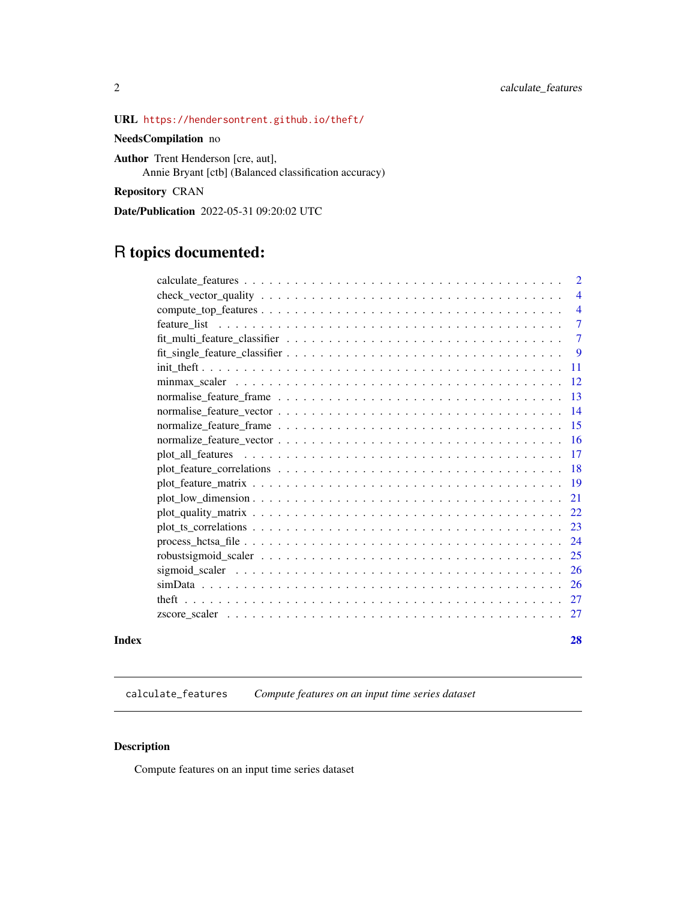**URL** https://hendersontrent.github.io/theft/

**NeedsCompilation** no

**Author** Trent Henderson [cre, aut],
Annie Bryant [ctb] (Balanced classification accuracy)

**Repository** CRAN

**Date/Publication** 2022-05-31 09:20:02 UTC

# R topics documented:

| | |
|---|---|
| calculate_features | 2 |
| check_vector_quality | 4 |
| compute_top_features | 4 |
| feature_list | 7 |
| fit_multi_feature_classifier | 7 |
| fit_single_feature_classifier | 9 |
| init_theft | 11 |
| minmax_scaler | 12 |
| normalise_feature_frame | 13 |
| normalise_feature_vector | 14 |
| normalize_feature_frame | 15 |
| normalize_feature_vector | 16 |
| plot_all_features | 17 |
| plot_feature_correlations | 18 |
| plot_feature_matrix | 19 |
| plot_low_dimension | 21 |
| plot_quality_matrix | 22 |
| plot_ts_correlations | 23 |
| process_hctsa_file | 24 |
| robustsigmoid_scaler | 25 |
| sigmoid_scaler | 26 |
| simData | 26 |
| theft | 27 |
| zscore_scaler | 27 |

**Index** **28**

---

`calculate_features` *Compute features on an input time series dataset*

---

## Description

Compute features on an input time series dataset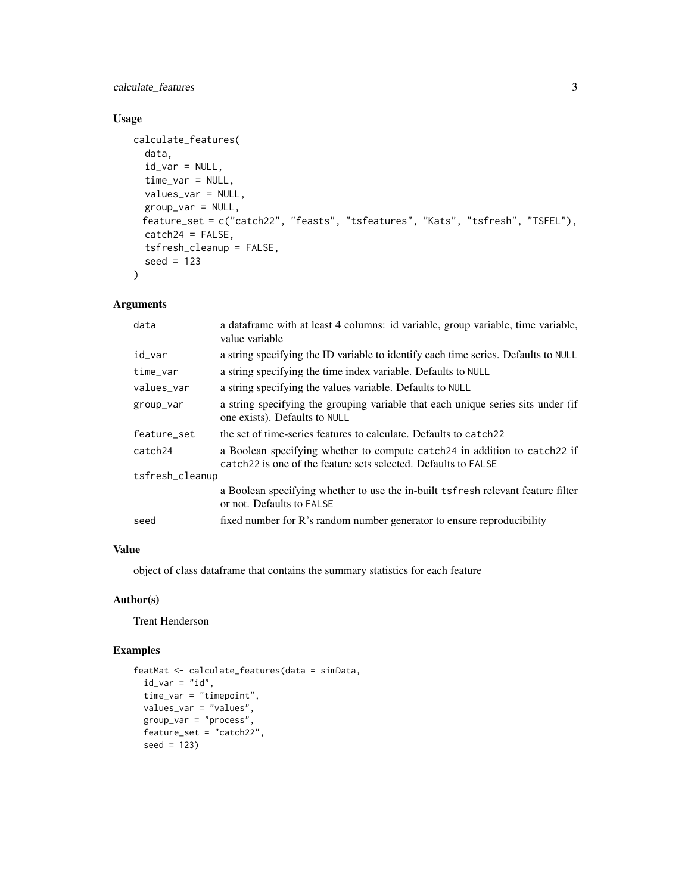## Usage

```
calculate_features(
  data,
  id_var = NULL,
  time_var = NULL,
  values_var = NULL,
  group_var = NULL,
  feature_set = c("catch22", "feasts", "tsfeatures", "Kats", "tsfresh", "TSFEL"),
  catch24 = FALSE,
  tsfresh_cleanup = FALSE,
  seed = 123
)
```

## Arguments

| | |
|---|---|
| `data` | a dataframe with at least 4 columns: id variable, group variable, time variable, value variable |
| `id_var` | a string specifying the ID variable to identify each time series. Defaults to `NULL` |
| `time_var` | a string specifying the time index variable. Defaults to `NULL` |
| `values_var` | a string specifying the values variable. Defaults to `NULL` |
| `group_var` | a string specifying the grouping variable that each unique series sits under (if one exists). Defaults to `NULL` |
| `feature_set` | the set of time-series features to calculate. Defaults to `catch22` |
| `catch24` | a Boolean specifying whether to compute `catch24` in addition to `catch22` if `catch22` is one of the feature sets selected. Defaults to `FALSE` |
| `tsfresh_cleanup` | a Boolean specifying whether to use the in-built `tsfresh` relevant feature filter or not. Defaults to `FALSE` |
| `seed` | fixed number for R's random number generator to ensure reproducibility |

## Value

object of class dataframe that contains the summary statistics for each feature

## Author(s)

Trent Henderson

## Examples

```
featMat <- calculate_features(data = simData,
  id_var = "id",
  time_var = "timepoint",
  values_var = "values",
  group_var = "process",
  feature_set = "catch22",
  seed = 123)
```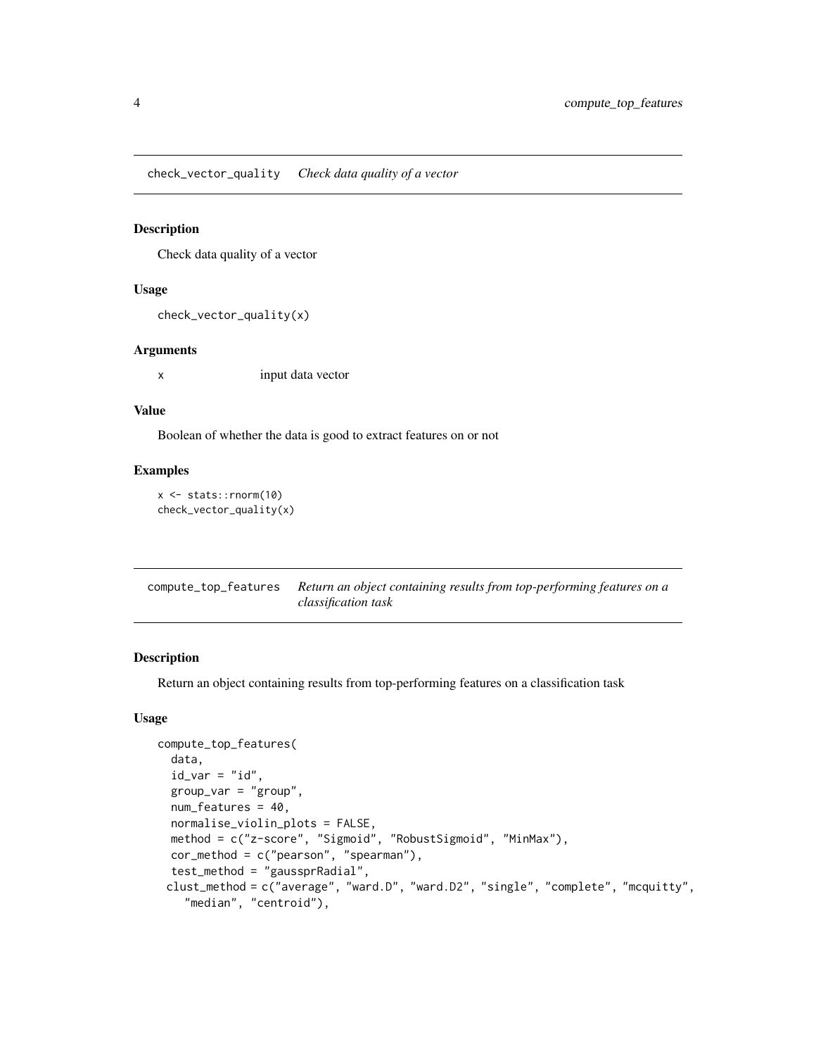## check_vector_quality *Check data quality of a vector*

### Description

Check data quality of a vector

### Usage

```
check_vector_quality(x)
```

### Arguments

x input data vector

### Value

Boolean of whether the data is good to extract features on or not

### Examples

```
x <- stats::rnorm(10)
check_vector_quality(x)
```

## compute_top_features *Return an object containing results from top-performing features on a classification task*

### Description

Return an object containing results from top-performing features on a classification task

### Usage

```
compute_top_features(
  data,
  id_var = "id",
  group_var = "group",
  num_features = 40,
  normalise_violin_plots = FALSE,
  method = c("z-score", "Sigmoid", "RobustSigmoid", "MinMax"),
  cor_method = c("pearson", "spearman"),
  test_method = "gaussprRadial",
 clust_method = c("average", "ward.D", "ward.D2", "single", "complete", "mcquitty",
    "median", "centroid"),
```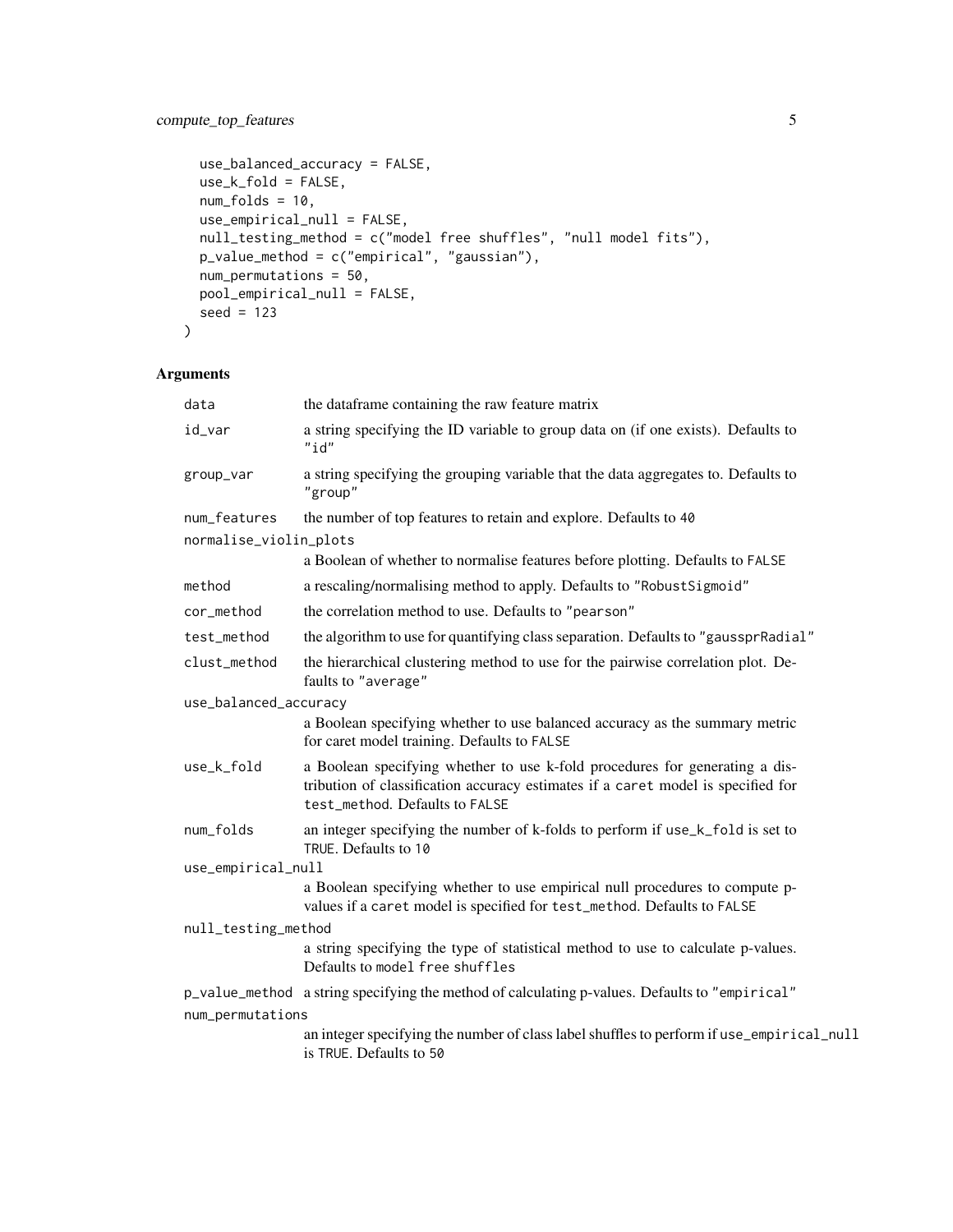```
  use_balanced_accuracy = FALSE,
  use_k_fold = FALSE,
  num_folds = 10,
  use_empirical_null = FALSE,
  null_testing_method = c("model free shuffles", "null model fits"),
  p_value_method = c("empirical", "gaussian"),
  num_permutations = 50,
  pool_empirical_null = FALSE,
  seed = 123
)
```

## Arguments

| | |
|---|---|
| data | the dataframe containing the raw feature matrix |
| id_var | a string specifying the ID variable to group data on (if one exists). Defaults to "id" |
| group_var | a string specifying the grouping variable that the data aggregates to. Defaults to "group" |
| num_features | the number of top features to retain and explore. Defaults to 40 |
| normalise_violin_plots | a Boolean of whether to normalise features before plotting. Defaults to FALSE |
| method | a rescaling/normalising method to apply. Defaults to "RobustSigmoid" |
| cor_method | the correlation method to use. Defaults to "pearson" |
| test_method | the algorithm to use for quantifying class separation. Defaults to "gaussprRadial" |
| clust_method | the hierarchical clustering method to use for the pairwise correlation plot. Defaults to "average" |
| use_balanced_accuracy | a Boolean specifying whether to use balanced accuracy as the summary metric for caret model training. Defaults to FALSE |
| use_k_fold | a Boolean specifying whether to use k-fold procedures for generating a distribution of classification accuracy estimates if a caret model is specified for test_method. Defaults to FALSE |
| num_folds | an integer specifying the number of k-folds to perform if use_k_fold is set to TRUE. Defaults to 10 |
| use_empirical_null | a Boolean specifying whether to use empirical null procedures to compute p-values if a caret model is specified for test_method. Defaults to FALSE |
| null_testing_method | a string specifying the type of statistical method to use to calculate p-values. Defaults to model free shuffles |
| p_value_method | a string specifying the method of calculating p-values. Defaults to "empirical" |
| num_permutations | an integer specifying the number of class label shuffles to perform if use_empirical_null is TRUE. Defaults to 50 |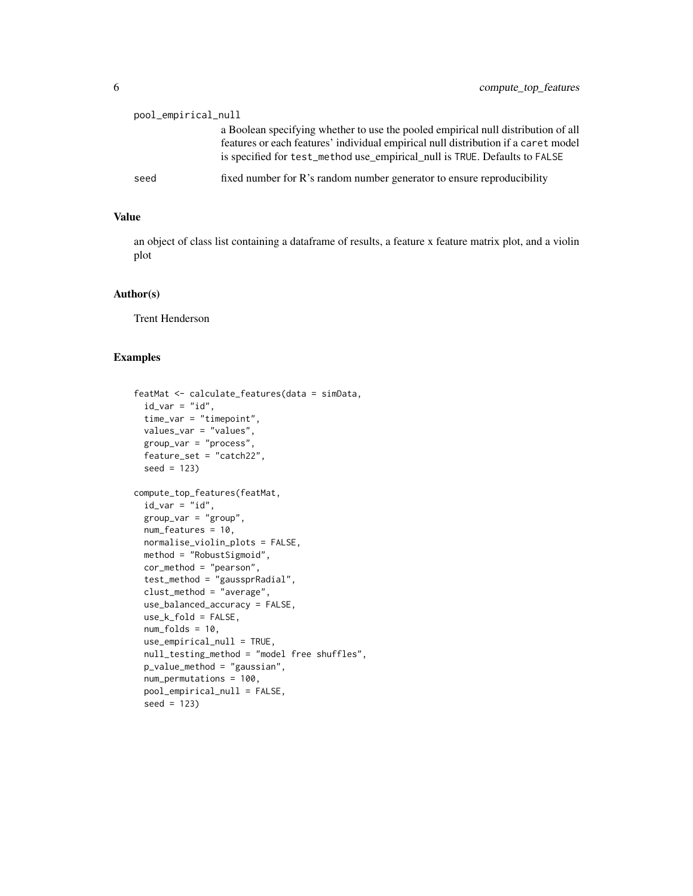pool_empirical_null
: a Boolean specifying whether to use the pooled empirical null distribution of all features or each features' individual empirical null distribution if a caret model is specified for test_method use_empirical_null is TRUE. Defaults to FALSE

seed
: fixed number for R's random number generator to ensure reproducibility

## Value

an object of class list containing a dataframe of results, a feature x feature matrix plot, and a violin plot

## Author(s)

Trent Henderson

## Examples

```
featMat <- calculate_features(data = simData,
  id_var = "id",
  time_var = "timepoint",
  values_var = "values",
  group_var = "process",
  feature_set = "catch22",
  seed = 123)

compute_top_features(featMat,
  id_var = "id",
  group_var = "group",
  num_features = 10,
  normalise_violin_plots = FALSE,
  method = "RobustSigmoid",
  cor_method = "pearson",
  test_method = "gaussprRadial",
  clust_method = "average",
  use_balanced_accuracy = FALSE,
  use_k_fold = FALSE,
  num_folds = 10,
  use_empirical_null = TRUE,
  null_testing_method = "model free shuffles",
  p_value_method = "gaussian",
  num_permutations = 100,
  pool_empirical_null = FALSE,
  seed = 123)
```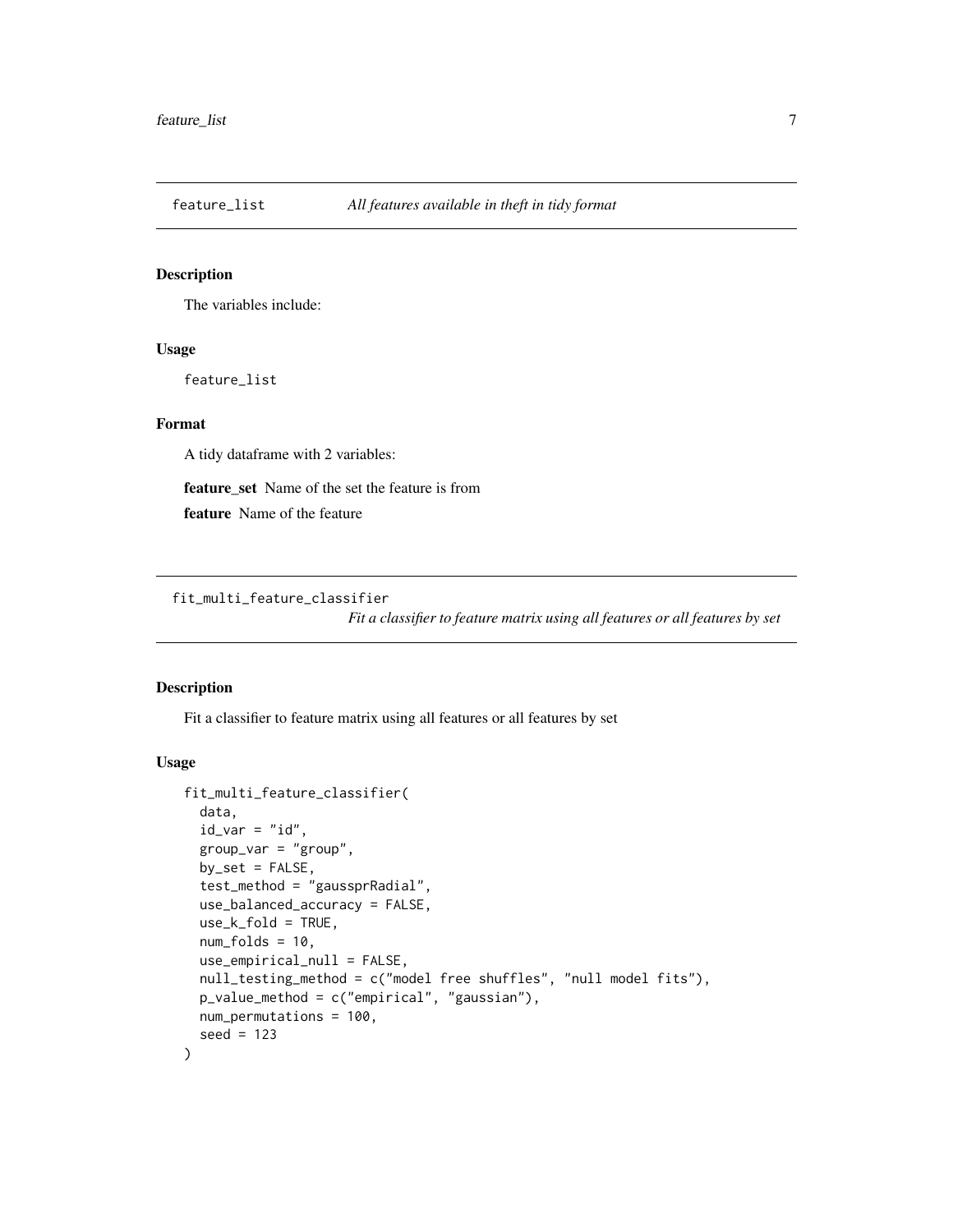## feature_list — *All features available in theft in tidy format*

### Description

The variables include:

### Usage

```
feature_list
```

### Format

A tidy dataframe with 2 variables:

**feature_set** Name of the set the feature is from

**feature** Name of the feature

## fit_multi_feature_classifier — *Fit a classifier to feature matrix using all features or all features by set*

### Description

Fit a classifier to feature matrix using all features or all features by set

### Usage

```
fit_multi_feature_classifier(
  data,
  id_var = "id",
  group_var = "group",
  by_set = FALSE,
  test_method = "gaussprRadial",
  use_balanced_accuracy = FALSE,
  use_k_fold = TRUE,
  num_folds = 10,
  use_empirical_null = FALSE,
  null_testing_method = c("model free shuffles", "null model fits"),
  p_value_method = c("empirical", "gaussian"),
  num_permutations = 100,
  seed = 123
)
```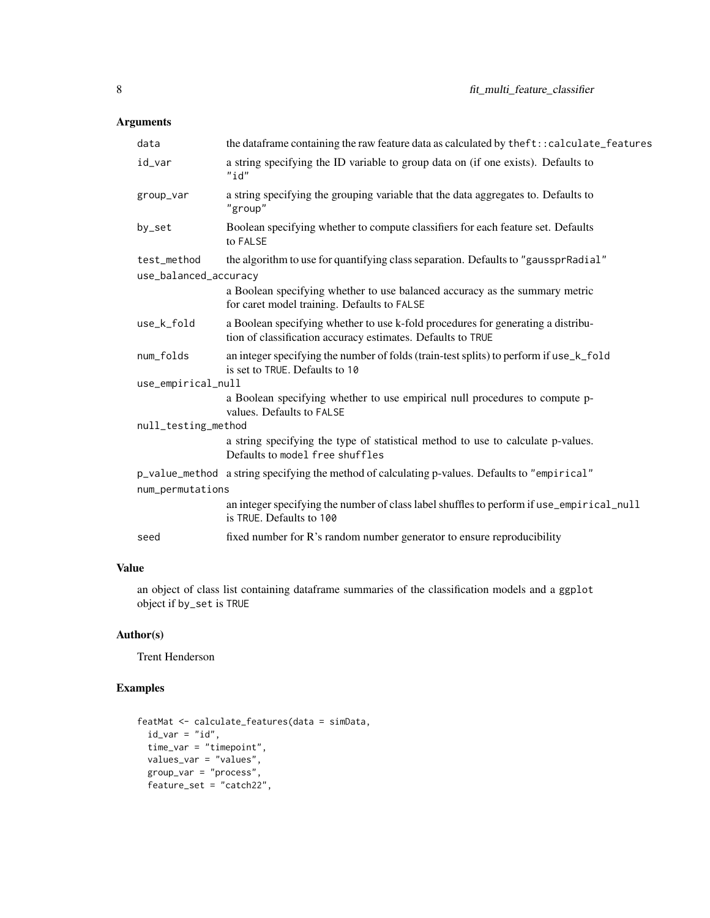## Arguments

| | |
|---|---|
| data | the dataframe containing the raw feature data as calculated by `theft::calculate_features` |
| id_var | a string specifying the ID variable to group data on (if one exists). Defaults to `"id"` |
| group_var | a string specifying the grouping variable that the data aggregates to. Defaults to `"group"` |
| by_set | Boolean specifying whether to compute classifiers for each feature set. Defaults to `FALSE` |
| test_method | the algorithm to use for quantifying class separation. Defaults to `"gaussprRadial"` |
| use_balanced_accuracy | a Boolean specifying whether to use balanced accuracy as the summary metric for caret model training. Defaults to `FALSE` |
| use_k_fold | a Boolean specifying whether to use k-fold procedures for generating a distribution of classification accuracy estimates. Defaults to `TRUE` |
| num_folds | an integer specifying the number of folds (train-test splits) to perform if `use_k_fold` is set to `TRUE`. Defaults to `10` |
| use_empirical_null | a Boolean specifying whether to use empirical null procedures to compute p-values. Defaults to `FALSE` |
| null_testing_method | a string specifying the type of statistical method to use to calculate p-values. Defaults to `model free shuffles` |
| p_value_method | a string specifying the method of calculating p-values. Defaults to `"empirical"` |
| num_permutations | an integer specifying the number of class label shuffles to perform if `use_empirical_null` is `TRUE`. Defaults to `100` |
| seed | fixed number for R's random number generator to ensure reproducibility |

## Value

an object of class list containing dataframe summaries of the classification models and a `ggplot` object if `by_set` is `TRUE`

## Author(s)

Trent Henderson

## Examples

```
featMat <- calculate_features(data = simData,
  id_var = "id",
  time_var = "timepoint",
  values_var = "values",
  group_var = "process",
  feature_set = "catch22",
```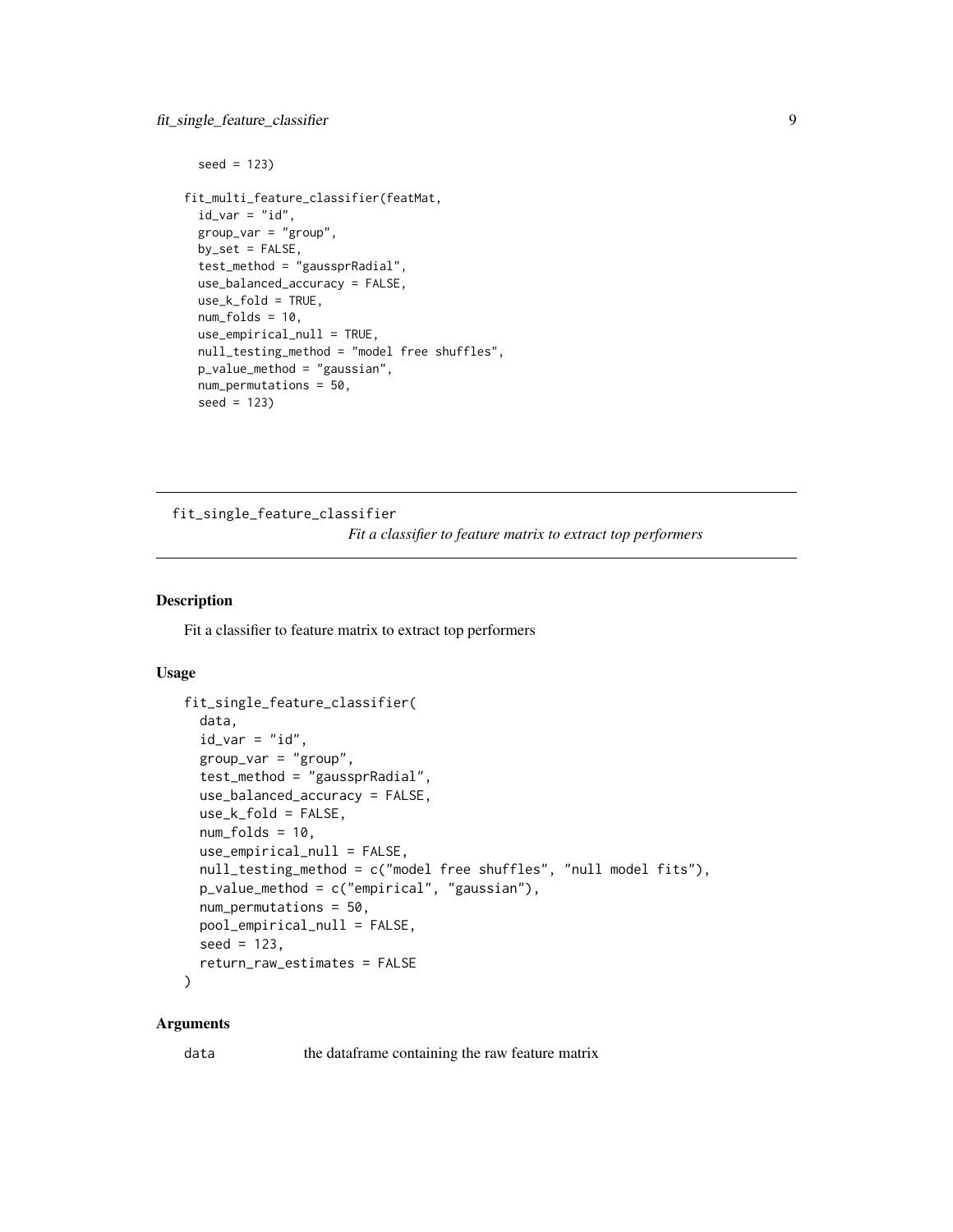```
  seed = 123)

fit_multi_feature_classifier(featMat,
  id_var = "id",
  group_var = "group",
  by_set = FALSE,
  test_method = "gaussprRadial",
  use_balanced_accuracy = FALSE,
  use_k_fold = TRUE,
  num_folds = 10,
  use_empirical_null = TRUE,
  null_testing_method = "model free shuffles",
  p_value_method = "gaussian",
  num_permutations = 50,
  seed = 123)
```

---

## fit_single_feature_classifier

*Fit a classifier to feature matrix to extract top performers*

---

### Description

Fit a classifier to feature matrix to extract top performers

### Usage

```
fit_single_feature_classifier(
  data,
  id_var = "id",
  group_var = "group",
  test_method = "gaussprRadial",
  use_balanced_accuracy = FALSE,
  use_k_fold = FALSE,
  num_folds = 10,
  use_empirical_null = FALSE,
  null_testing_method = c("model free shuffles", "null model fits"),
  p_value_method = c("empirical", "gaussian"),
  num_permutations = 50,
  pool_empirical_null = FALSE,
  seed = 123,
  return_raw_estimates = FALSE
)
```

### Arguments

| | |
|---|---|
| data | the dataframe containing the raw feature matrix |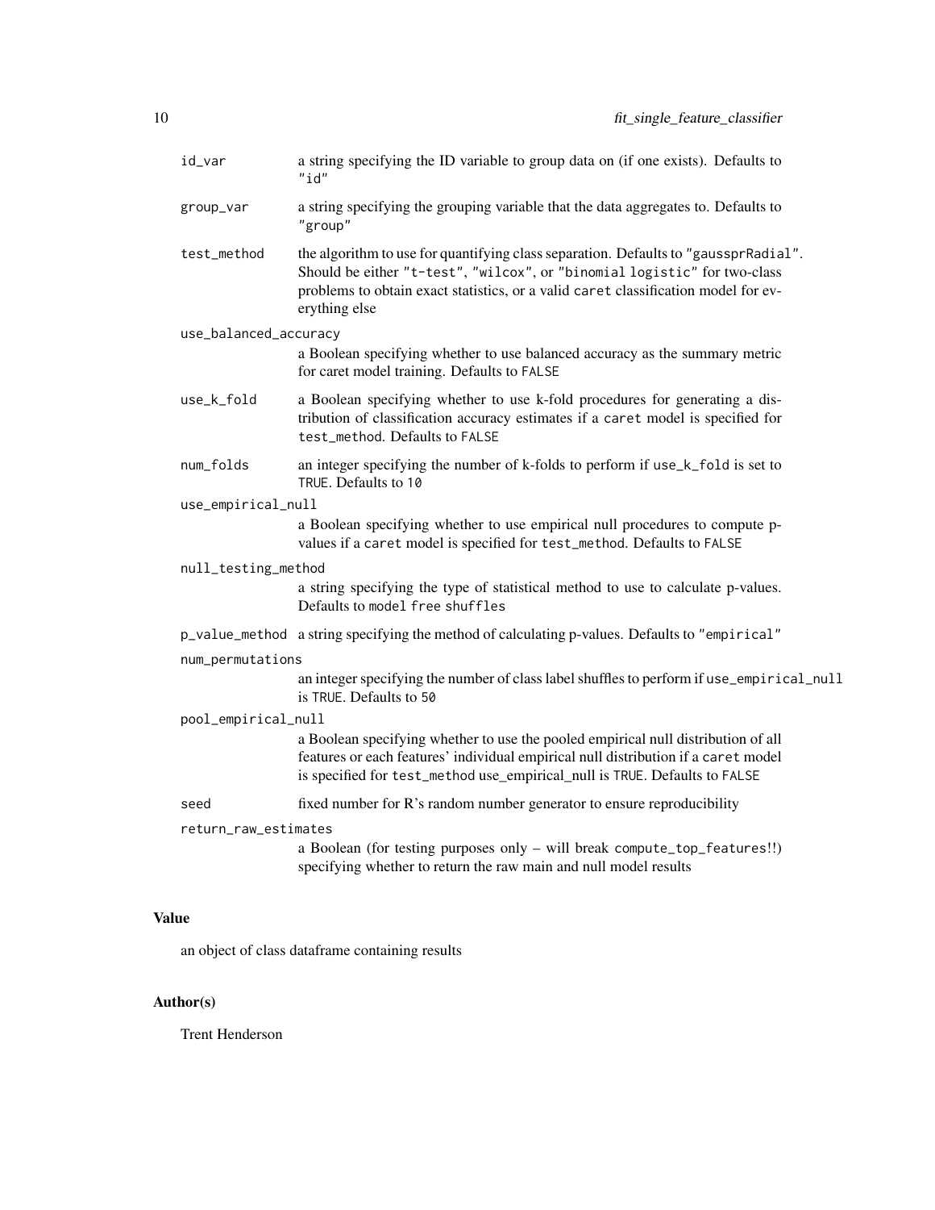| | |
|---|---|
| `id_var` | a string specifying the ID variable to group data on (if one exists). Defaults to `"id"` |
| `group_var` | a string specifying the grouping variable that the data aggregates to. Defaults to `"group"` |
| `test_method` | the algorithm to use for quantifying class separation. Defaults to `"gaussprRadial"`. Should be either `"t-test"`, `"wilcox"`, or `"binomial logistic"` for two-class problems to obtain exact statistics, or a valid `caret` classification model for everything else |
| `use_balanced_accuracy` | a Boolean specifying whether to use balanced accuracy as the summary metric for caret model training. Defaults to `FALSE` |
| `use_k_fold` | a Boolean specifying whether to use k-fold procedures for generating a distribution of classification accuracy estimates if a `caret` model is specified for `test_method`. Defaults to `FALSE` |
| `num_folds` | an integer specifying the number of k-folds to perform if `use_k_fold` is set to `TRUE`. Defaults to `10` |
| `use_empirical_null` | a Boolean specifying whether to use empirical null procedures to compute p-values if a `caret` model is specified for `test_method`. Defaults to `FALSE` |
| `null_testing_method` | a string specifying the type of statistical method to use to calculate p-values. Defaults to `model free shuffles` |
| `p_value_method` | a string specifying the method of calculating p-values. Defaults to `"empirical"` |
| `num_permutations` | an integer specifying the number of class label shuffles to perform if `use_empirical_null` is `TRUE`. Defaults to `50` |
| `pool_empirical_null` | a Boolean specifying whether to use the pooled empirical null distribution of all features or each features' individual empirical null distribution if a `caret` model is specified for `test_method` `use_empirical_null` is `TRUE`. Defaults to `FALSE` |
| `seed` | fixed number for R's random number generator to ensure reproducibility |
| `return_raw_estimates` | a Boolean (for testing purposes only – will break `compute_top_features`!!) specifying whether to return the raw main and null model results |

## Value

an object of class dataframe containing results

## Author(s)

Trent Henderson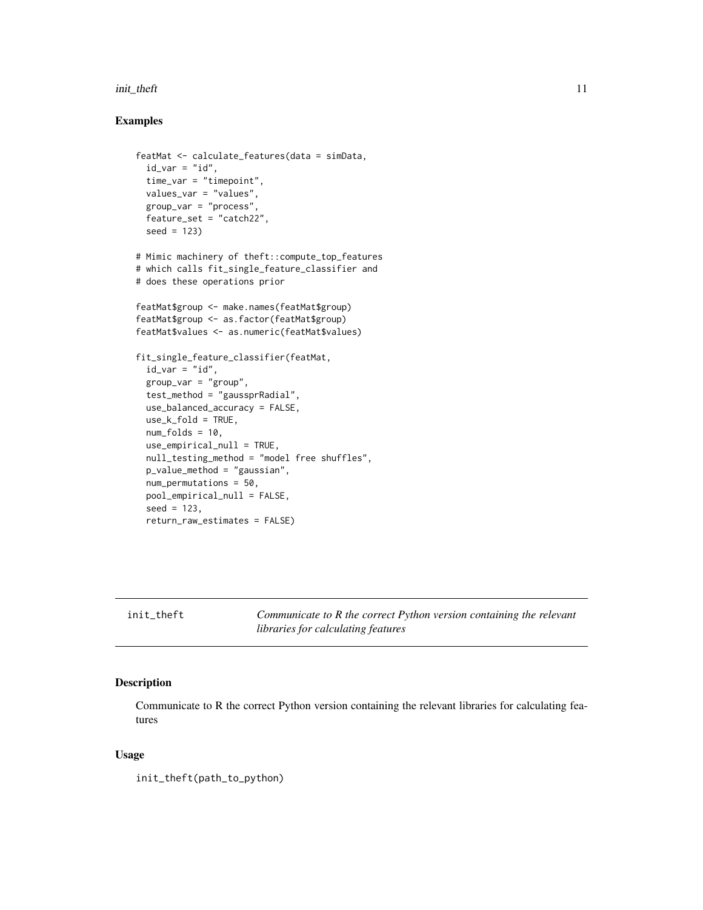## Examples

```
featMat <- calculate_features(data = simData,
  id_var = "id",
  time_var = "timepoint",
  values_var = "values",
  group_var = "process",
  feature_set = "catch22",
  seed = 123)

# Mimic machinery of theft::compute_top_features
# which calls fit_single_feature_classifier and
# does these operations prior

featMat$group <- make.names(featMat$group)
featMat$group <- as.factor(featMat$group)
featMat$values <- as.numeric(featMat$values)

fit_single_feature_classifier(featMat,
  id_var = "id",
  group_var = "group",
  test_method = "gaussprRadial",
  use_balanced_accuracy = FALSE,
  use_k_fold = TRUE,
  num_folds = 10,
  use_empirical_null = TRUE,
  null_testing_method = "model free shuffles",
  p_value_method = "gaussian",
  num_permutations = 50,
  pool_empirical_null = FALSE,
  seed = 123,
  return_raw_estimates = FALSE)
```

---

`init_theft` *Communicate to R the correct Python version containing the relevant libraries for calculating features*

---

## Description

Communicate to R the correct Python version containing the relevant libraries for calculating features

## Usage

```
init_theft(path_to_python)
```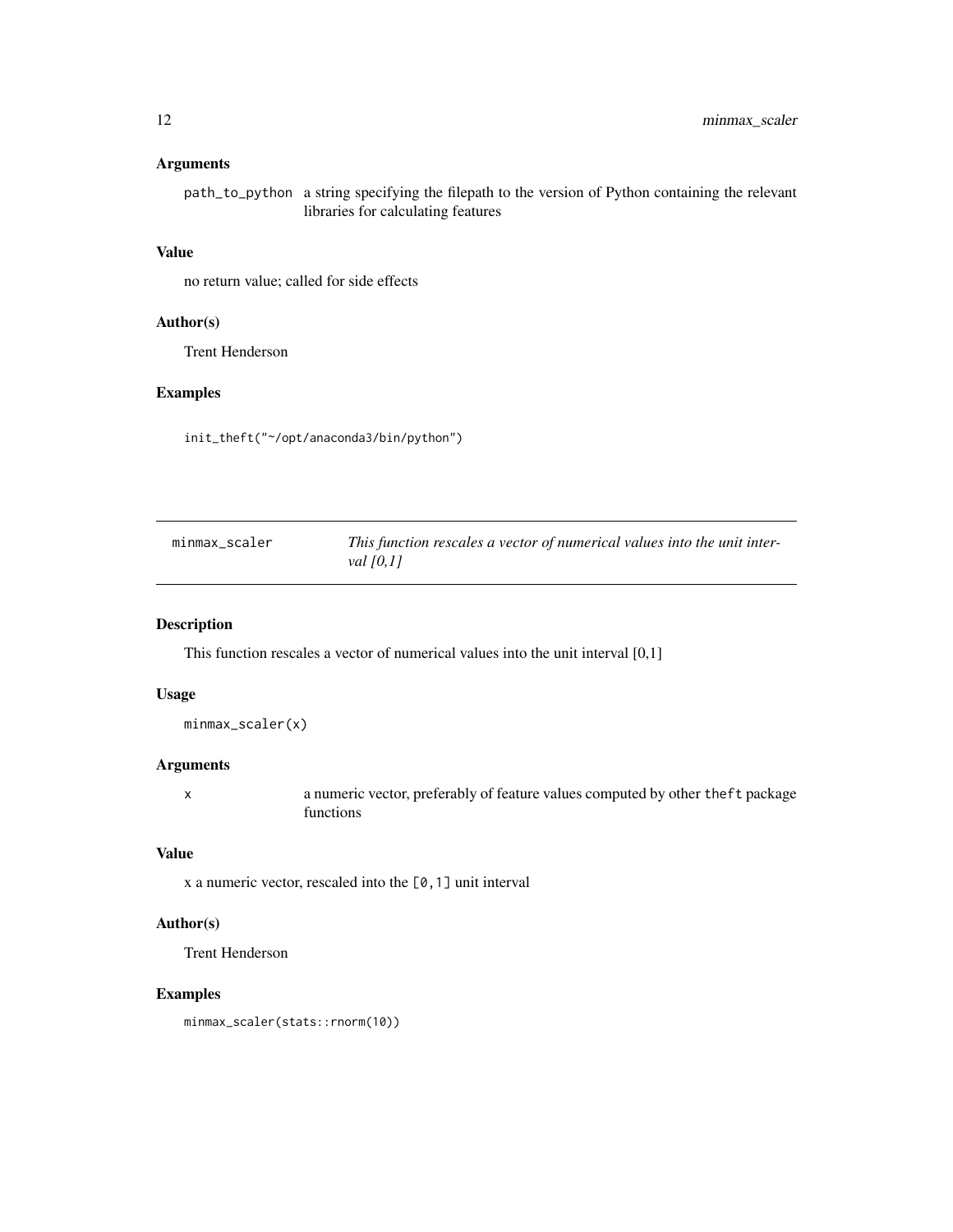### Arguments

path_to_python a string specifying the filepath to the version of Python containing the relevant libraries for calculating features

### Value

no return value; called for side effects

### Author(s)

Trent Henderson

### Examples

```
init_theft("~/opt/anaconda3/bin/python")
```

---

## minmax_scaler *This function rescales a vector of numerical values into the unit interval [0,1]*

---

### Description

This function rescales a vector of numerical values into the unit interval [0,1]

### Usage

```
minmax_scaler(x)
```

### Arguments

x a numeric vector, preferably of feature values computed by other `theft` package functions

### Value

x a numeric vector, rescaled into the `[0,1]` unit interval

### Author(s)

Trent Henderson

### Examples

```
minmax_scaler(stats::rnorm(10))
```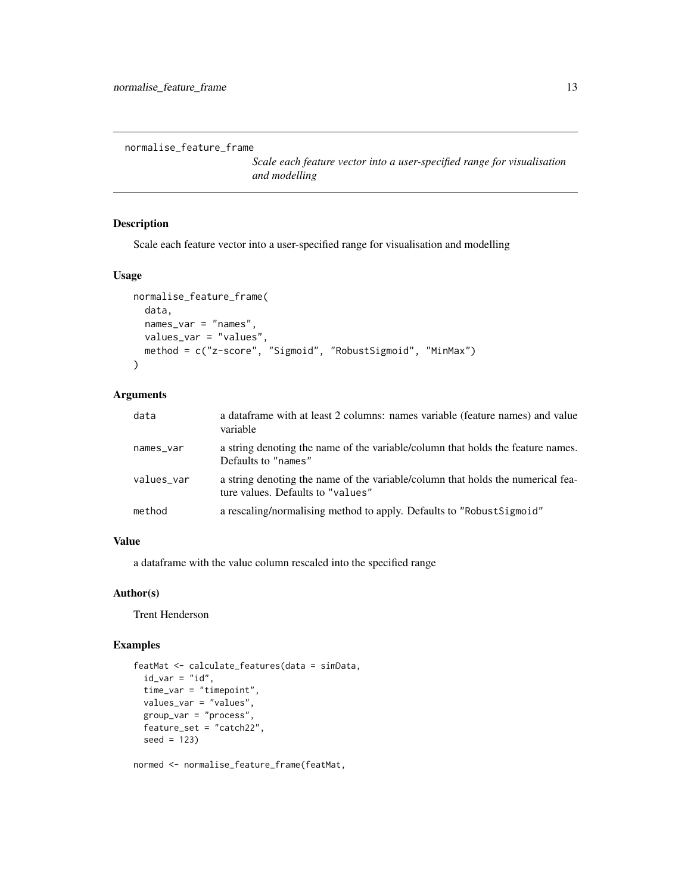`normalise_feature_frame`

*Scale each feature vector into a user-specified range for visualisation and modelling*

## Description

Scale each feature vector into a user-specified range for visualisation and modelling

## Usage

```
normalise_feature_frame(
  data,
  names_var = "names",
  values_var = "values",
  method = c("z-score", "Sigmoid", "RobustSigmoid", "MinMax")
)
```

## Arguments

| | |
|---|---|
| `data` | a dataframe with at least 2 columns: names variable (feature names) and value variable |
| `names_var` | a string denoting the name of the variable/column that holds the feature names. Defaults to `"names"` |
| `values_var` | a string denoting the name of the variable/column that holds the numerical feature values. Defaults to `"values"` |
| `method` | a rescaling/normalising method to apply. Defaults to `"RobustSigmoid"` |

## Value

a dataframe with the value column rescaled into the specified range

## Author(s)

Trent Henderson

## Examples

```
featMat <- calculate_features(data = simData,
  id_var = "id",
  time_var = "timepoint",
  values_var = "values",
  group_var = "process",
  feature_set = "catch22",
  seed = 123)

normed <- normalise_feature_frame(featMat,
```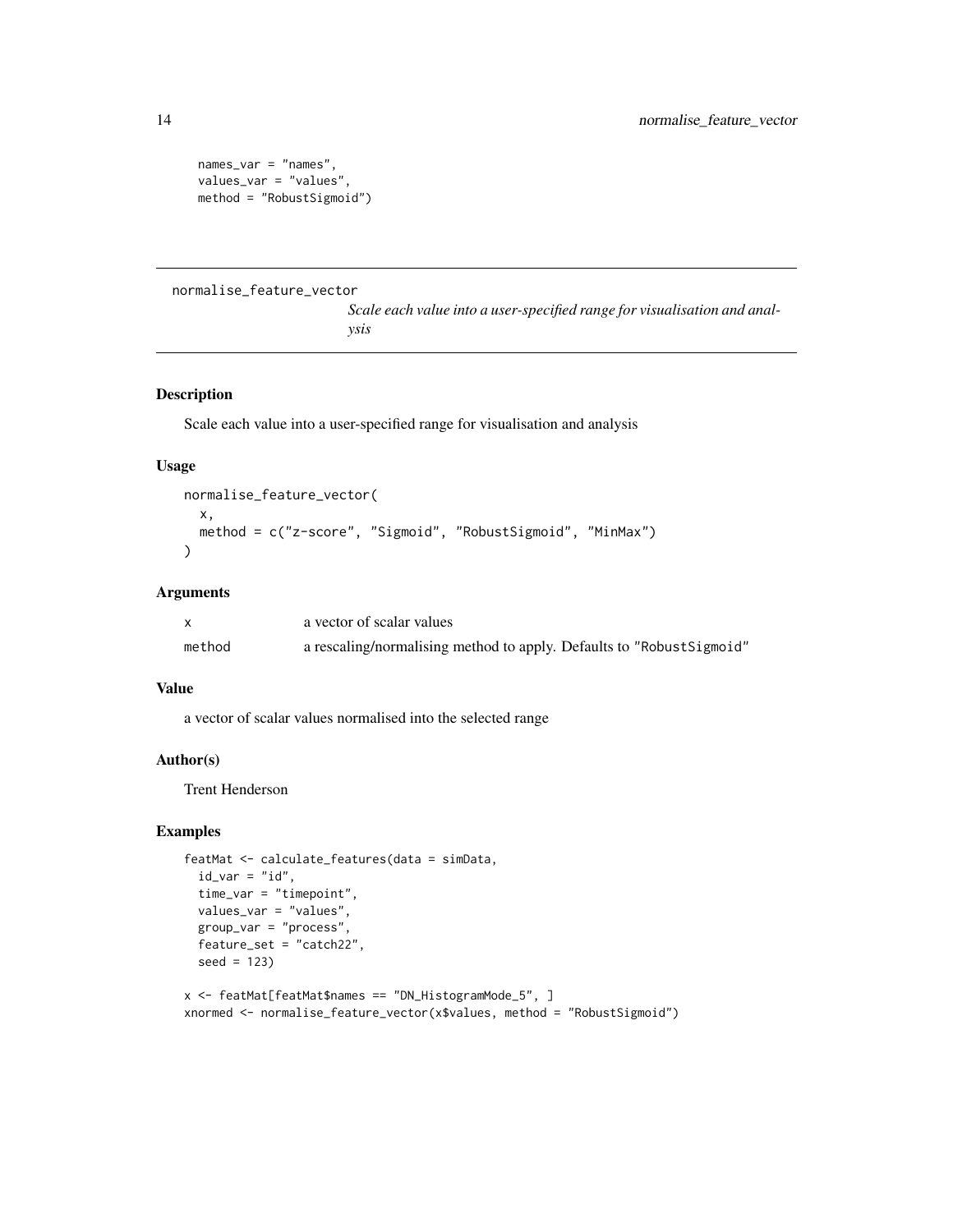```
  names_var = "names",
  values_var = "values",
  method = "RobustSigmoid")
```

## normalise_feature_vector

*Scale each value into a user-specified range for visualisation and analysis*

### Description

Scale each value into a user-specified range for visualisation and analysis

### Usage

```
normalise_feature_vector(
  x,
  method = c("z-score", "Sigmoid", "RobustSigmoid", "MinMax")
)
```

### Arguments

| | |
|---|---|
| x | a vector of scalar values |
| method | a rescaling/normalising method to apply. Defaults to "RobustSigmoid" |

### Value

a vector of scalar values normalised into the selected range

### Author(s)

Trent Henderson

### Examples

```
featMat <- calculate_features(data = simData,
  id_var = "id",
  time_var = "timepoint",
  values_var = "values",
  group_var = "process",
  feature_set = "catch22",
  seed = 123)

x <- featMat[featMat$names == "DN_HistogramMode_5", ]
xnormed <- normalise_feature_vector(x$values, method = "RobustSigmoid")
```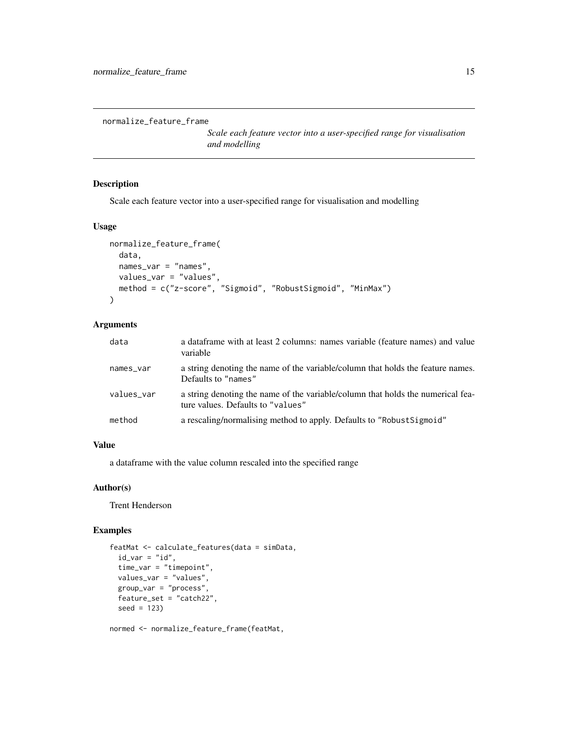`normalize_feature_frame` *Scale each feature vector into a user-specified range for visualisation and modelling*

## Description

Scale each feature vector into a user-specified range for visualisation and modelling

## Usage

```
normalize_feature_frame(
  data,
  names_var = "names",
  values_var = "values",
  method = c("z-score", "Sigmoid", "RobustSigmoid", "MinMax")
)
```

## Arguments

| | |
|---|---|
| `data` | a dataframe with at least 2 columns: names variable (feature names) and value variable |
| `names_var` | a string denoting the name of the variable/column that holds the feature names. Defaults to `"names"` |
| `values_var` | a string denoting the name of the variable/column that holds the numerical feature values. Defaults to `"values"` |
| `method` | a rescaling/normalising method to apply. Defaults to `"RobustSigmoid"` |

## Value

a dataframe with the value column rescaled into the specified range

## Author(s)

Trent Henderson

## Examples

```
featMat <- calculate_features(data = simData,
  id_var = "id",
  time_var = "timepoint",
  values_var = "values",
  group_var = "process",
  feature_set = "catch22",
  seed = 123)

normed <- normalize_feature_frame(featMat,
```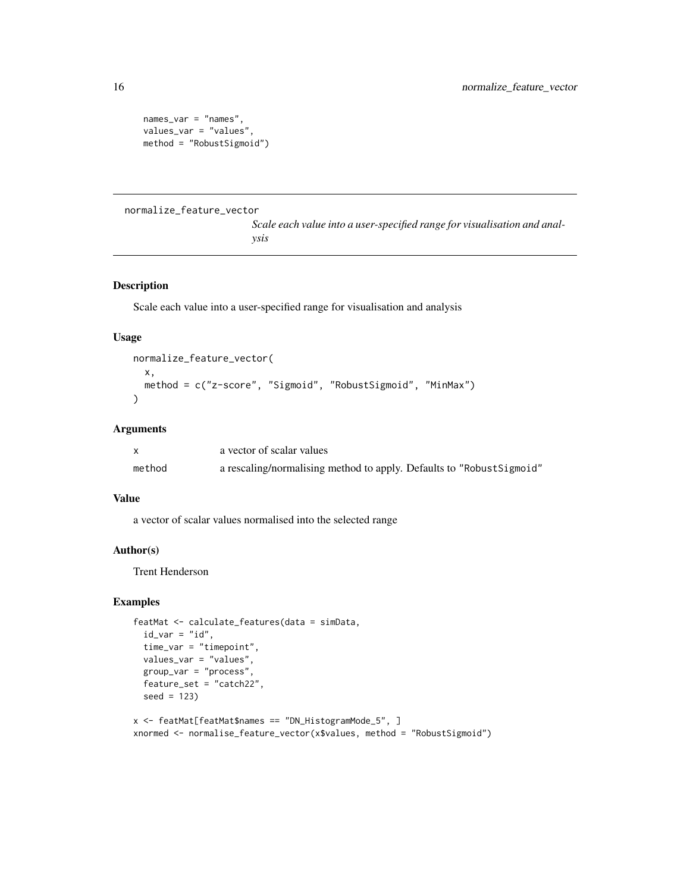```
  names_var = "names",
  values_var = "values",
  method = "RobustSigmoid")
```

## normalize_feature_vector

*Scale each value into a user-specified range for visualisation and analysis*

### Description

Scale each value into a user-specified range for visualisation and analysis

### Usage

```
normalize_feature_vector(
  x,
  method = c("z-score", "Sigmoid", "RobustSigmoid", "MinMax")
)
```

### Arguments

| | |
|---|---|
| x | a vector of scalar values |
| method | a rescaling/normalising method to apply. Defaults to "RobustSigmoid" |

### Value

a vector of scalar values normalised into the selected range

### Author(s)

Trent Henderson

### Examples

```
featMat <- calculate_features(data = simData,
  id_var = "id",
  time_var = "timepoint",
  values_var = "values",
  group_var = "process",
  feature_set = "catch22",
  seed = 123)

x <- featMat[featMat$names == "DN_HistogramMode_5", ]
xnormed <- normalise_feature_vector(x$values, method = "RobustSigmoid")
```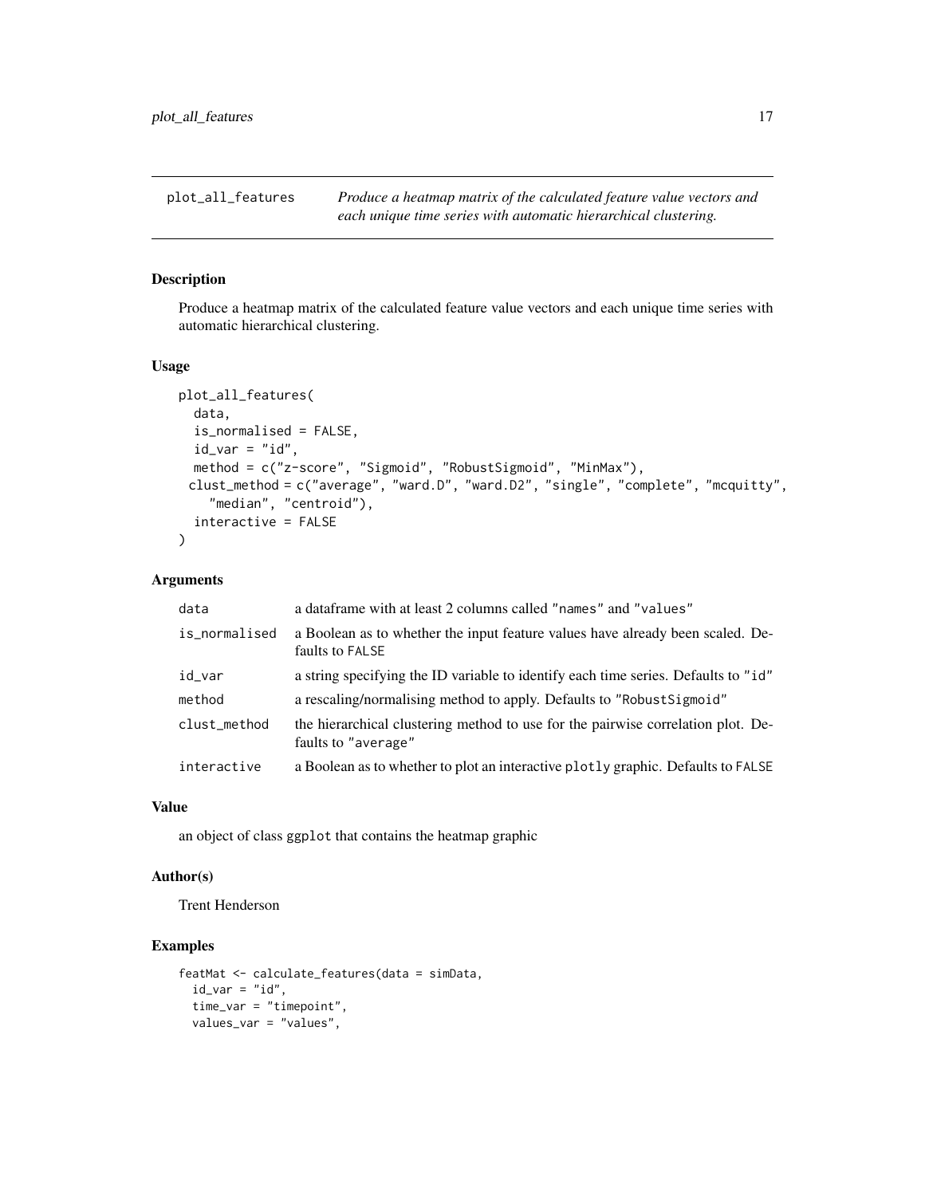`plot_all_features` *Produce a heatmap matrix of the calculated feature value vectors and each unique time series with automatic hierarchical clustering.*

### Description

Produce a heatmap matrix of the calculated feature value vectors and each unique time series with automatic hierarchical clustering.

### Usage

```
plot_all_features(
  data,
  is_normalised = FALSE,
  id_var = "id",
  method = c("z-score", "Sigmoid", "RobustSigmoid", "MinMax"),
  clust_method = c("average", "ward.D", "ward.D2", "single", "complete", "mcquitty",
    "median", "centroid"),
  interactive = FALSE
)
```

### Arguments

| | |
|---|---|
| `data` | a dataframe with at least 2 columns called "names" and "values" |
| `is_normalised` | a Boolean as to whether the input feature values have already been scaled. Defaults to FALSE |
| `id_var` | a string specifying the ID variable to identify each time series. Defaults to "id" |
| `method` | a rescaling/normalising method to apply. Defaults to "RobustSigmoid" |
| `clust_method` | the hierarchical clustering method to use for the pairwise correlation plot. Defaults to "average" |
| `interactive` | a Boolean as to whether to plot an interactive plotly graphic. Defaults to FALSE |

### Value

an object of class ggplot that contains the heatmap graphic

### Author(s)

Trent Henderson

### Examples

```
featMat <- calculate_features(data = simData,
  id_var = "id",
  time_var = "timepoint",
  values_var = "values",
```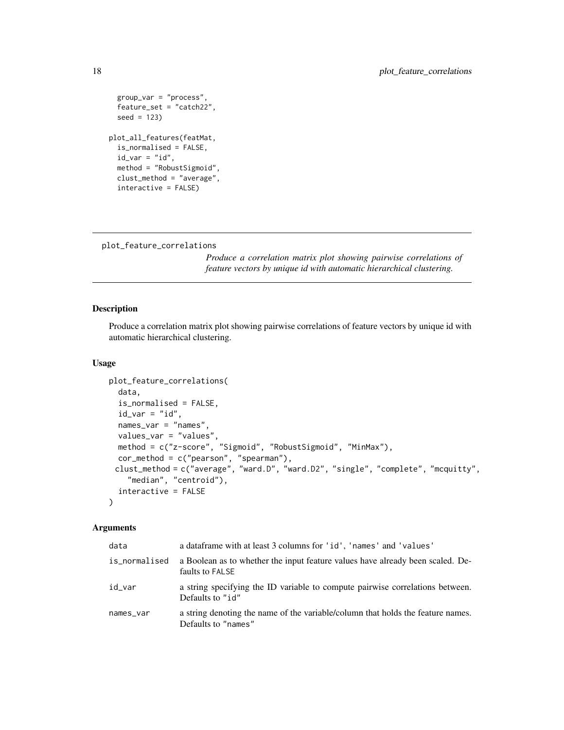```
  group_var = "process",
  feature_set = "catch22",
  seed = 123)

plot_all_features(featMat,
  is_normalised = FALSE,
  id_var = "id",
  method = "RobustSigmoid",
  clust_method = "average",
  interactive = FALSE)
```

---

## plot_feature_correlations

*Produce a correlation matrix plot showing pairwise correlations of feature vectors by unique id with automatic hierarchical clustering.*

---

### Description

Produce a correlation matrix plot showing pairwise correlations of feature vectors by unique id with automatic hierarchical clustering.

### Usage

```
plot_feature_correlations(
  data,
  is_normalised = FALSE,
  id_var = "id",
  names_var = "names",
  values_var = "values",
  method = c("z-score", "Sigmoid", "RobustSigmoid", "MinMax"),
  cor_method = c("pearson", "spearman"),
 clust_method = c("average", "ward.D", "ward.D2", "single", "complete", "mcquitty",
    "median", "centroid"),
  interactive = FALSE
)
```

### Arguments

| | |
|---|---|
| data | a dataframe with at least 3 columns for 'id', 'names' and 'values' |
| is_normalised | a Boolean as to whether the input feature values have already been scaled. Defaults to FALSE |
| id_var | a string specifying the ID variable to compute pairwise correlations between. Defaults to "id" |
| names_var | a string denoting the name of the variable/column that holds the feature names. Defaults to "names" |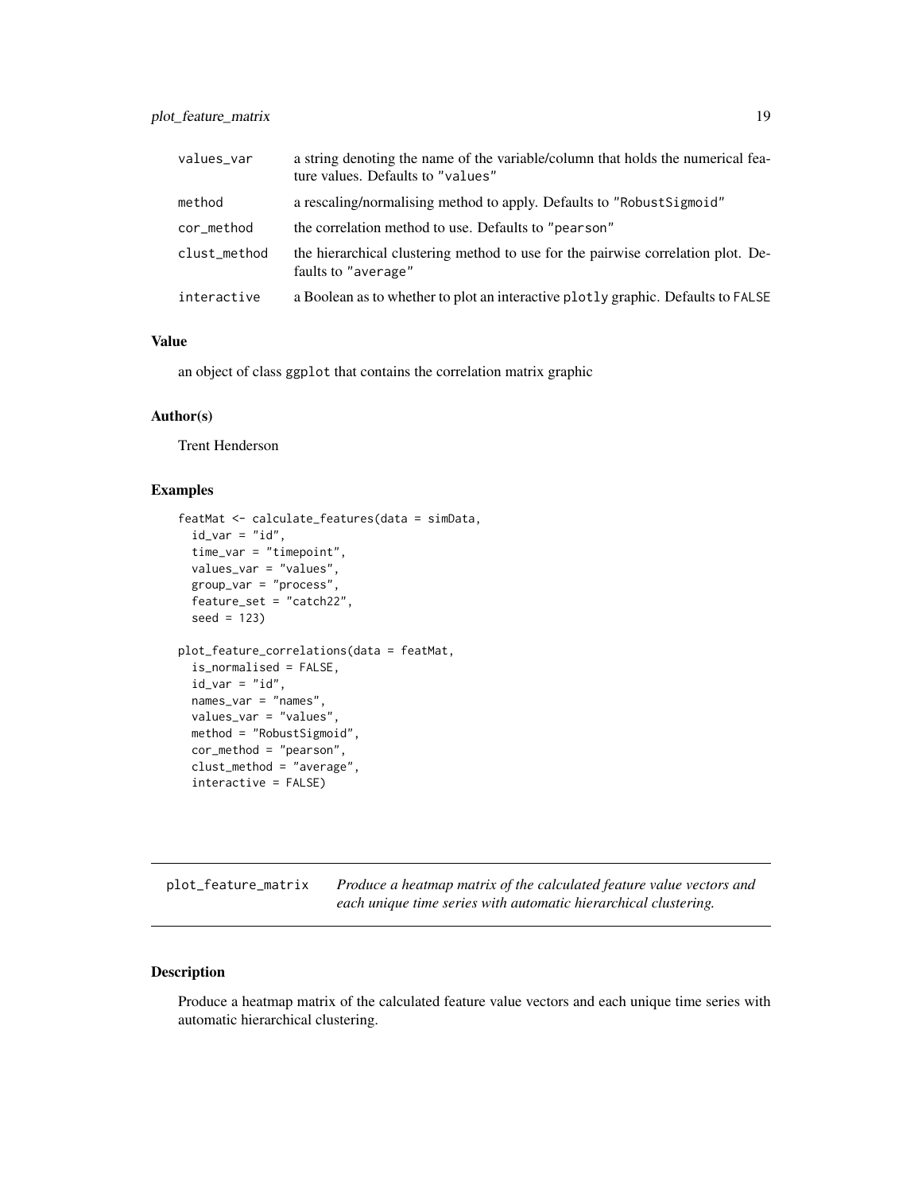| | |
|---|---|
| values_var | a string denoting the name of the variable/column that holds the numerical feature values. Defaults to "values" |
| method | a rescaling/normalising method to apply. Defaults to "RobustSigmoid" |
| cor_method | the correlation method to use. Defaults to "pearson" |
| clust_method | the hierarchical clustering method to use for the pairwise correlation plot. Defaults to "average" |
| interactive | a Boolean as to whether to plot an interactive plotly graphic. Defaults to FALSE |

## Value

an object of class ggplot that contains the correlation matrix graphic

## Author(s)

Trent Henderson

## Examples

```
featMat <- calculate_features(data = simData,
  id_var = "id",
  time_var = "timepoint",
  values_var = "values",
  group_var = "process",
  feature_set = "catch22",
  seed = 123)

plot_feature_correlations(data = featMat,
  is_normalised = FALSE,
  id_var = "id",
  names_var = "names",
  values_var = "values",
  method = "RobustSigmoid",
  cor_method = "pearson",
  clust_method = "average",
  interactive = FALSE)
```

---

# plot_feature_matrix *Produce a heatmap matrix of the calculated feature value vectors and each unique time series with automatic hierarchical clustering.*

---

## Description

Produce a heatmap matrix of the calculated feature value vectors and each unique time series with automatic hierarchical clustering.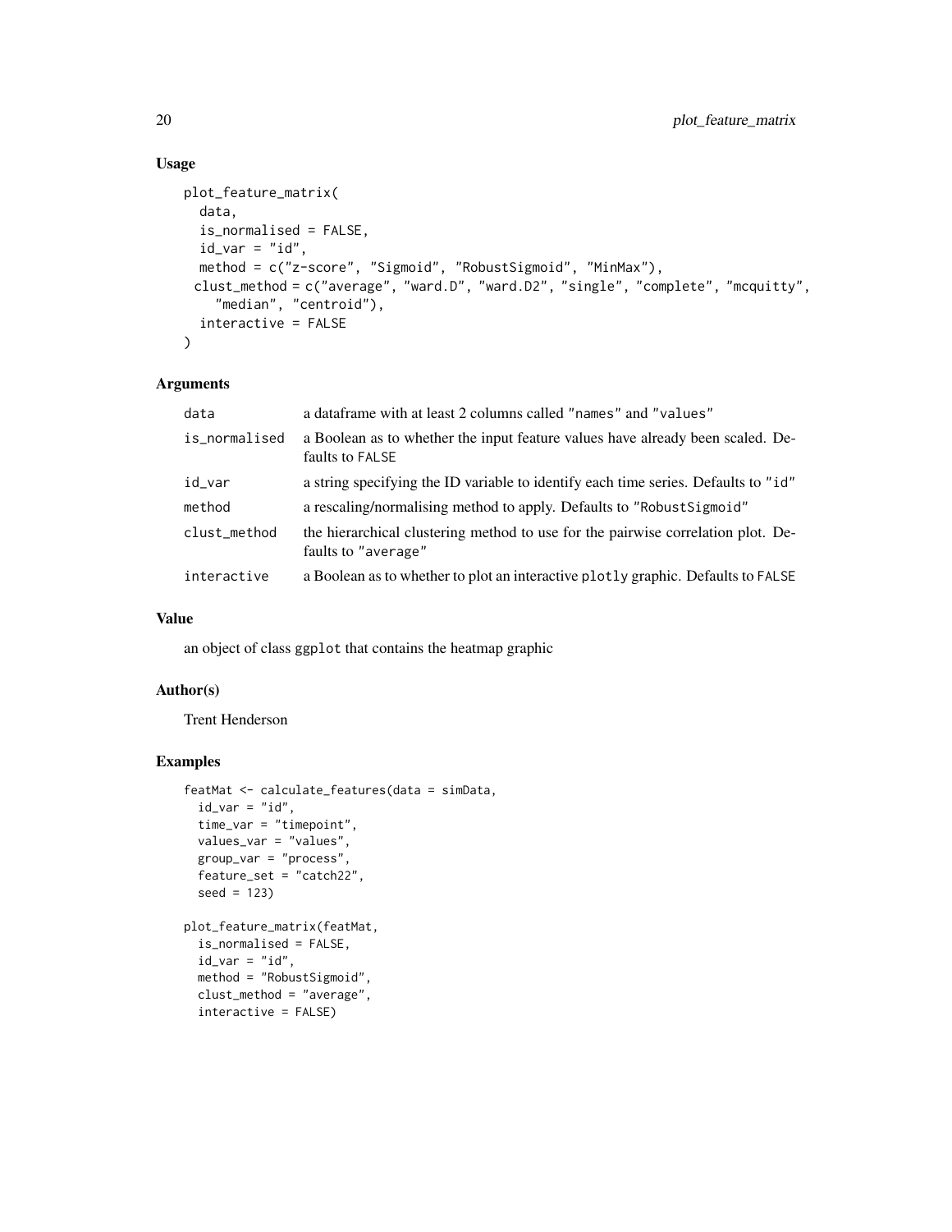### Usage

```
plot_feature_matrix(
  data,
  is_normalised = FALSE,
  id_var = "id",
  method = c("z-score", "Sigmoid", "RobustSigmoid", "MinMax"),
 clust_method = c("average", "ward.D", "ward.D2", "single", "complete", "mcquitty",
    "median", "centroid"),
  interactive = FALSE
)
```

### Arguments

| | |
|---|---|
| data | a dataframe with at least 2 columns called "names" and "values" |
| is_normalised | a Boolean as to whether the input feature values have already been scaled. Defaults to FALSE |
| id_var | a string specifying the ID variable to identify each time series. Defaults to "id" |
| method | a rescaling/normalising method to apply. Defaults to "RobustSigmoid" |
| clust_method | the hierarchical clustering method to use for the pairwise correlation plot. Defaults to "average" |
| interactive | a Boolean as to whether to plot an interactive plotly graphic. Defaults to FALSE |

### Value

an object of class ggplot that contains the heatmap graphic

### Author(s)

Trent Henderson

### Examples

```
featMat <- calculate_features(data = simData,
  id_var = "id",
  time_var = "timepoint",
  values_var = "values",
  group_var = "process",
  feature_set = "catch22",
  seed = 123)

plot_feature_matrix(featMat,
  is_normalised = FALSE,
  id_var = "id",
  method = "RobustSigmoid",
  clust_method = "average",
  interactive = FALSE)
```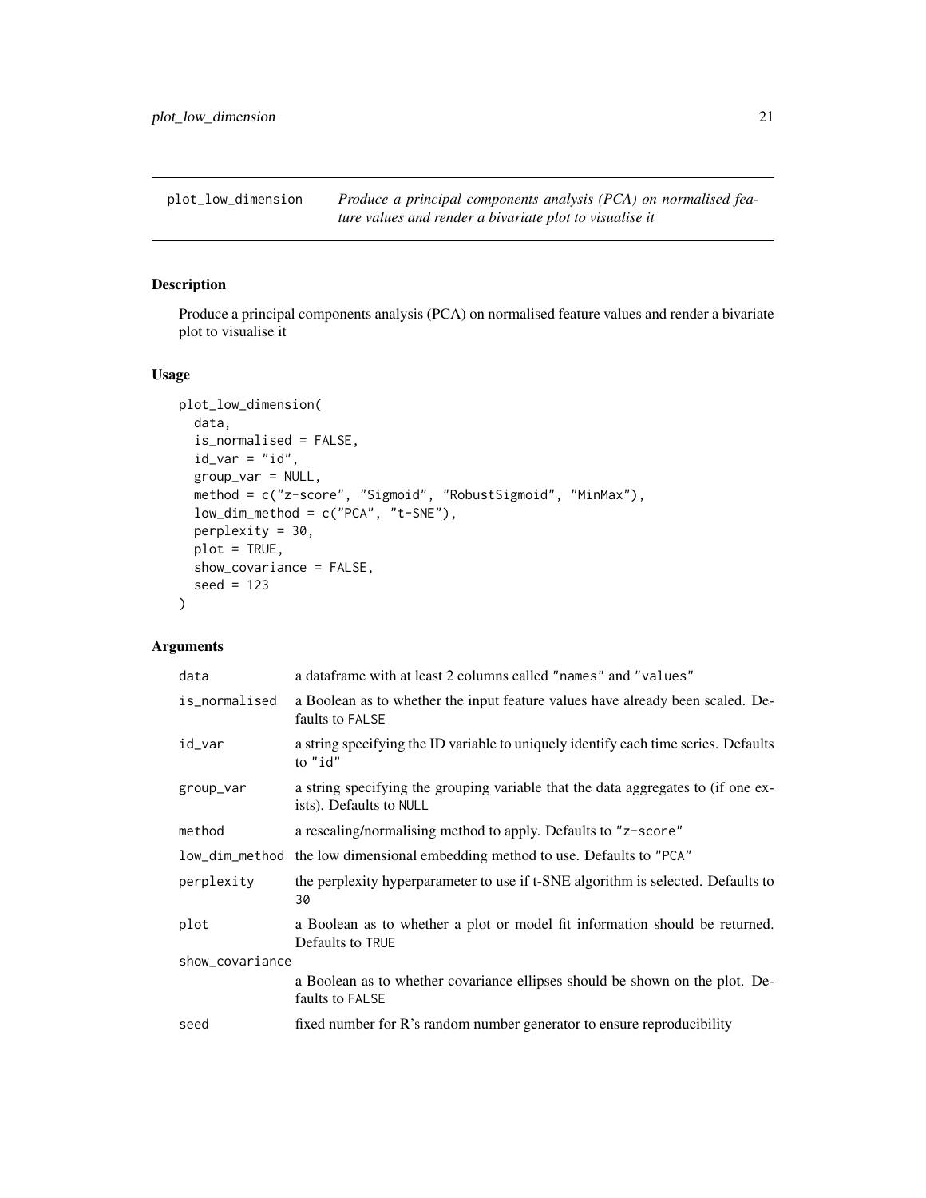`plot_low_dimension` *Produce a principal components analysis (PCA) on normalised feature values and render a bivariate plot to visualise it*

## Description

Produce a principal components analysis (PCA) on normalised feature values and render a bivariate plot to visualise it

## Usage

```
plot_low_dimension(
  data,
  is_normalised = FALSE,
  id_var = "id",
  group_var = NULL,
  method = c("z-score", "Sigmoid", "RobustSigmoid", "MinMax"),
  low_dim_method = c("PCA", "t-SNE"),
  perplexity = 30,
  plot = TRUE,
  show_covariance = FALSE,
  seed = 123
)
```

## Arguments

| | |
|---|---|
| `data` | a dataframe with at least 2 columns called `"names"` and `"values"` |
| `is_normalised` | a Boolean as to whether the input feature values have already been scaled. Defaults to `FALSE` |
| `id_var` | a string specifying the ID variable to uniquely identify each time series. Defaults to `"id"` |
| `group_var` | a string specifying the grouping variable that the data aggregates to (if one exists). Defaults to `NULL` |
| `method` | a rescaling/normalising method to apply. Defaults to `"z-score"` |
| `low_dim_method` | the low dimensional embedding method to use. Defaults to `"PCA"` |
| `perplexity` | the perplexity hyperparameter to use if t-SNE algorithm is selected. Defaults to `30` |
| `plot` | a Boolean as to whether a plot or model fit information should be returned. Defaults to `TRUE` |
| `show_covariance` | a Boolean as to whether covariance ellipses should be shown on the plot. Defaults to `FALSE` |
| `seed` | fixed number for R's random number generator to ensure reproducibility |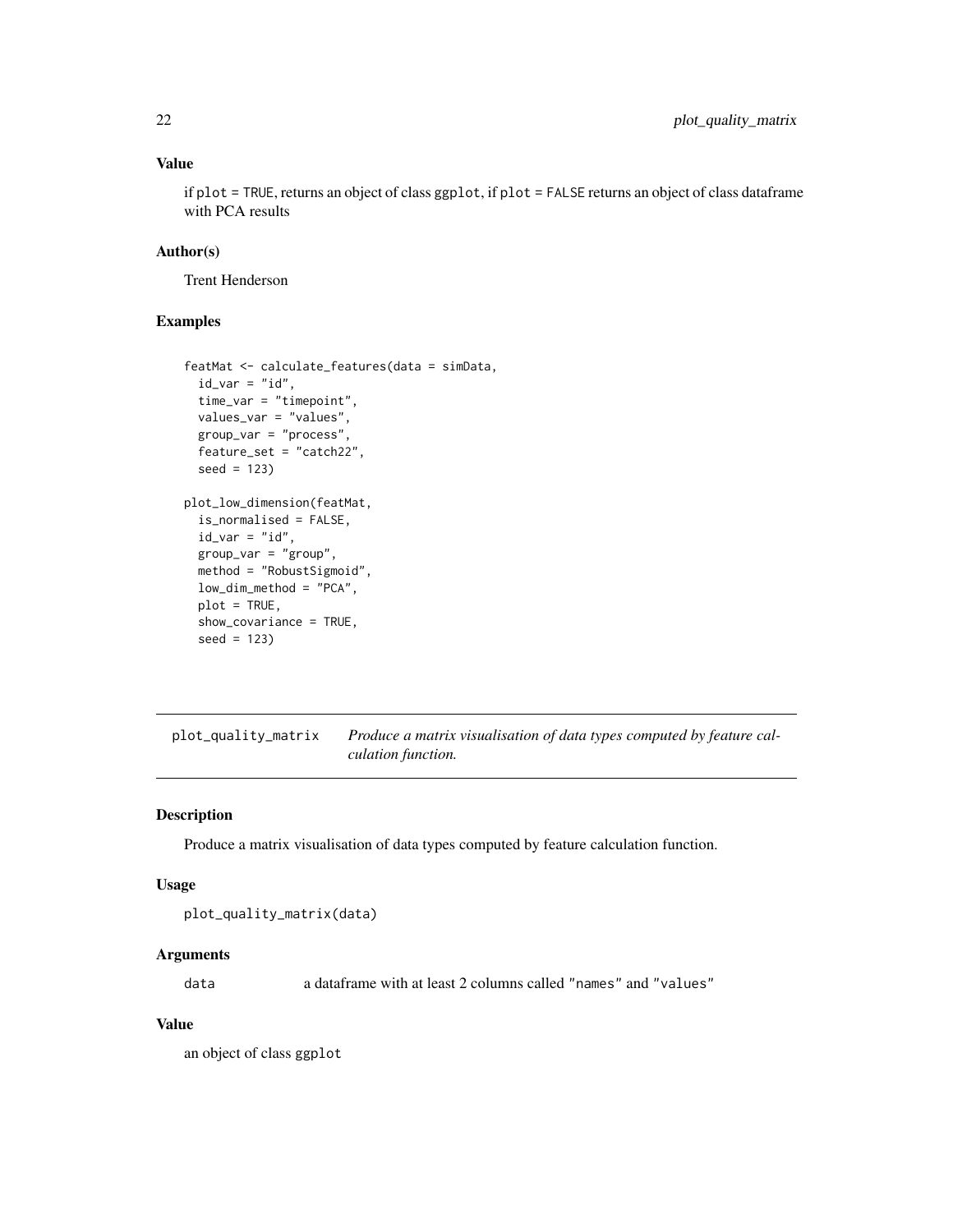### Value

if plot = TRUE, returns an object of class ggplot, if plot = FALSE returns an object of class dataframe with PCA results

### Author(s)

Trent Henderson

### Examples

```
featMat <- calculate_features(data = simData,
  id_var = "id",
  time_var = "timepoint",
  values_var = "values",
  group_var = "process",
  feature_set = "catch22",
  seed = 123)

plot_low_dimension(featMat,
  is_normalised = FALSE,
  id_var = "id",
  group_var = "group",
  method = "RobustSigmoid",
  low_dim_method = "PCA",
  plot = TRUE,
  show_covariance = TRUE,
  seed = 123)
```

---

## plot_quality_matrix — *Produce a matrix visualisation of data types computed by feature calculation function.*

---

### Description

Produce a matrix visualisation of data types computed by feature calculation function.

### Usage

```
plot_quality_matrix(data)
```

### Arguments

| | |
|---|---|
| data | a dataframe with at least 2 columns called "names" and "values" |

### Value

an object of class ggplot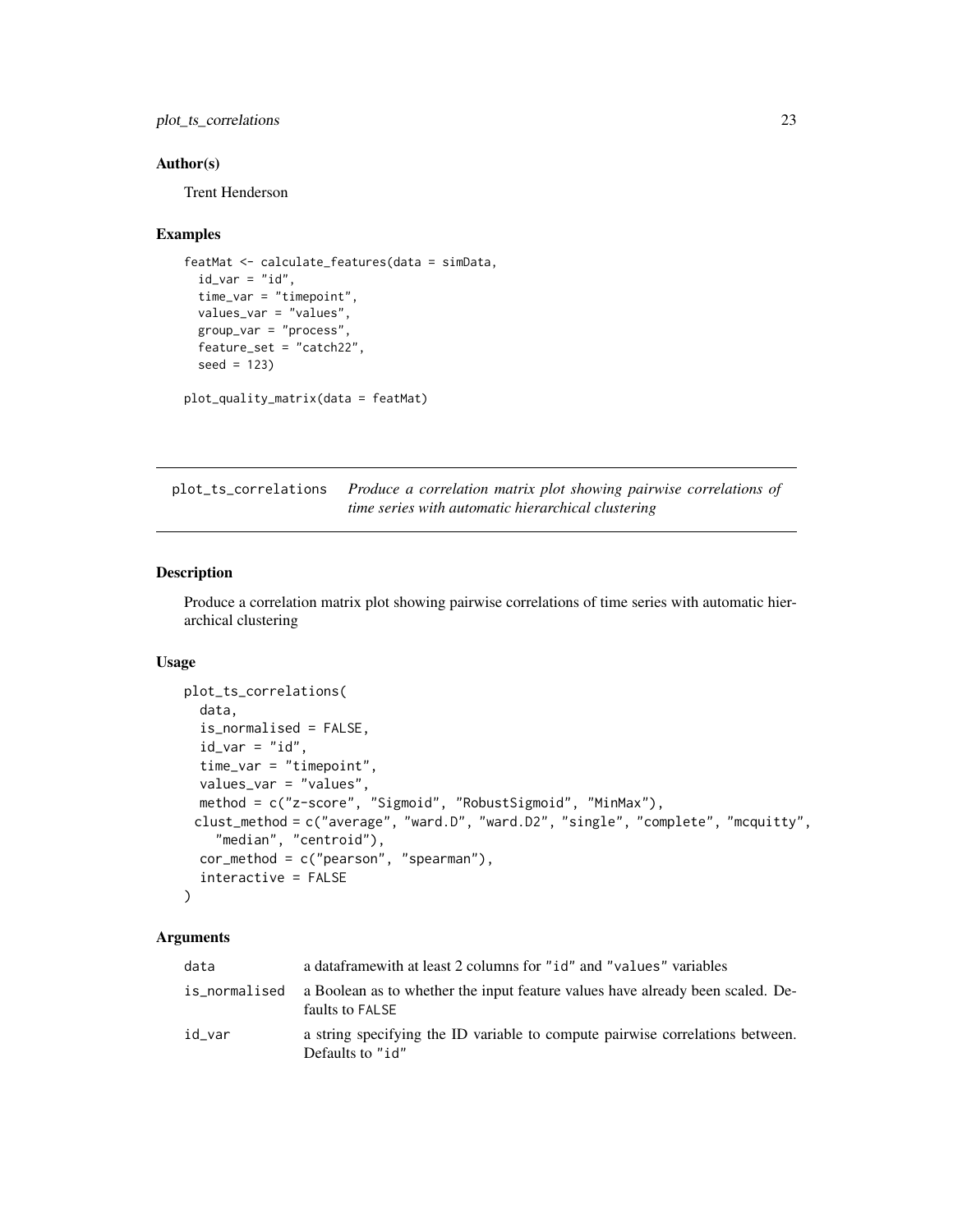### Author(s)

Trent Henderson

### Examples

```
featMat <- calculate_features(data = simData,
  id_var = "id",
  time_var = "timepoint",
  values_var = "values",
  group_var = "process",
  feature_set = "catch22",
  seed = 123)

plot_quality_matrix(data = featMat)
```

---

## plot_ts_correlations    *Produce a correlation matrix plot showing pairwise correlations of time series with automatic hierarchical clustering*

---

### Description

Produce a correlation matrix plot showing pairwise correlations of time series with automatic hierarchical clustering

### Usage

```
plot_ts_correlations(
  data,
  is_normalised = FALSE,
  id_var = "id",
  time_var = "timepoint",
  values_var = "values",
  method = c("z-score", "Sigmoid", "RobustSigmoid", "MinMax"),
 clust_method = c("average", "ward.D", "ward.D2", "single", "complete", "mcquitty",
    "median", "centroid"),
  cor_method = c("pearson", "spearman"),
  interactive = FALSE
)
```

### Arguments

| | |
|---|---|
| data | a dataframewith at least 2 columns for "id" and "values" variables |
| is_normalised | a Boolean as to whether the input feature values have already been scaled. Defaults to FALSE |
| id_var | a string specifying the ID variable to compute pairwise correlations between. Defaults to "id" |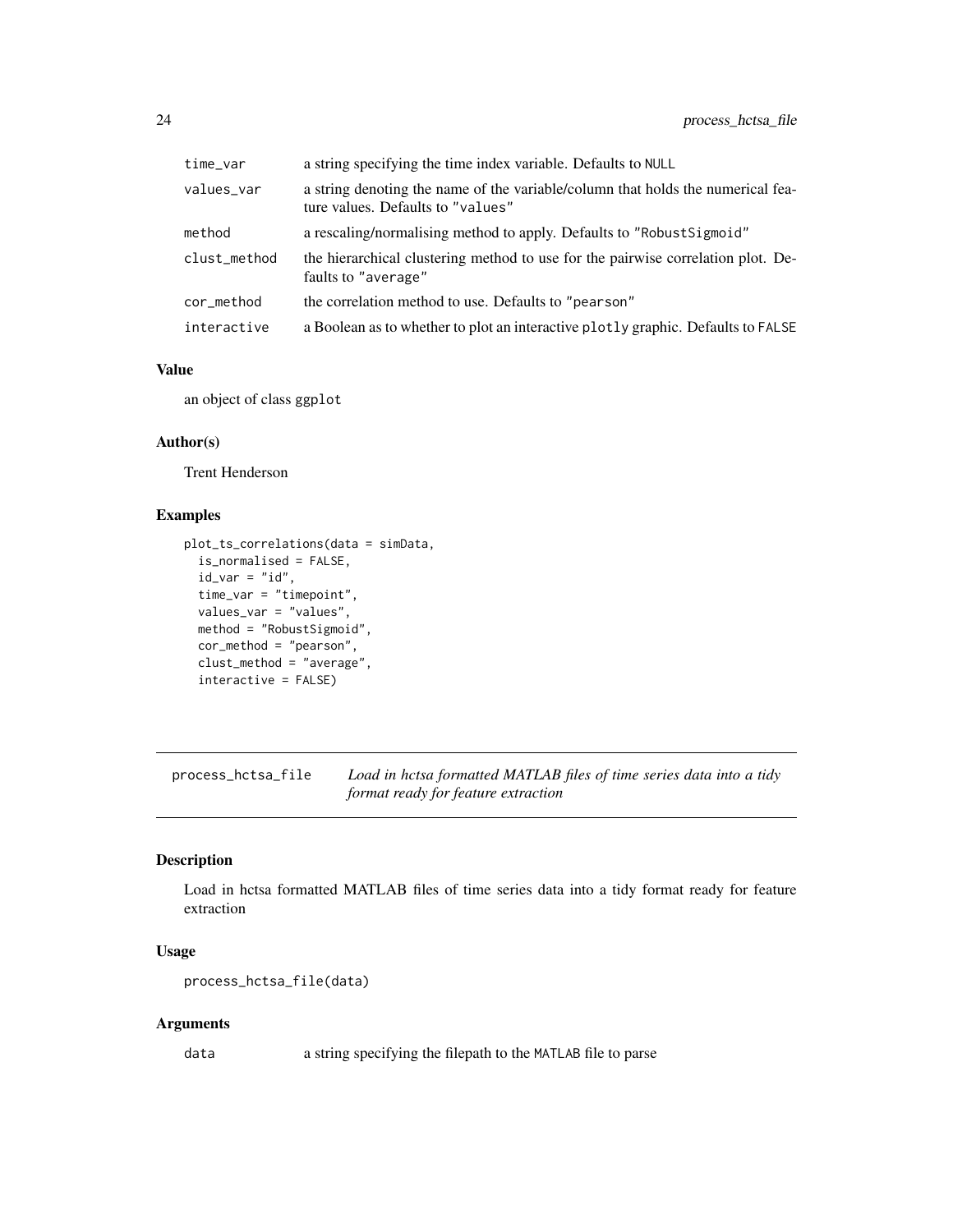| | |
|---|---|
| time_var | a string specifying the time index variable. Defaults to NULL |
| values_var | a string denoting the name of the variable/column that holds the numerical feature values. Defaults to "values" |
| method | a rescaling/normalising method to apply. Defaults to "RobustSigmoid" |
| clust_method | the hierarchical clustering method to use for the pairwise correlation plot. Defaults to "average" |
| cor_method | the correlation method to use. Defaults to "pearson" |
| interactive | a Boolean as to whether to plot an interactive plotly graphic. Defaults to FALSE |

### Value

an object of class ggplot

### Author(s)

Trent Henderson

### Examples

```
plot_ts_correlations(data = simData,
  is_normalised = FALSE,
  id_var = "id",
  time_var = "timepoint",
  values_var = "values",
  method = "RobustSigmoid",
  cor_method = "pearson",
  clust_method = "average",
  interactive = FALSE)
```

---

## process_hctsa_file — *Load in hctsa formatted MATLAB files of time series data into a tidy format ready for feature extraction*

---

### Description

Load in hctsa formatted MATLAB files of time series data into a tidy format ready for feature extraction

### Usage

```
process_hctsa_file(data)
```

### Arguments

| | |
|---|---|
| data | a string specifying the filepath to the MATLAB file to parse |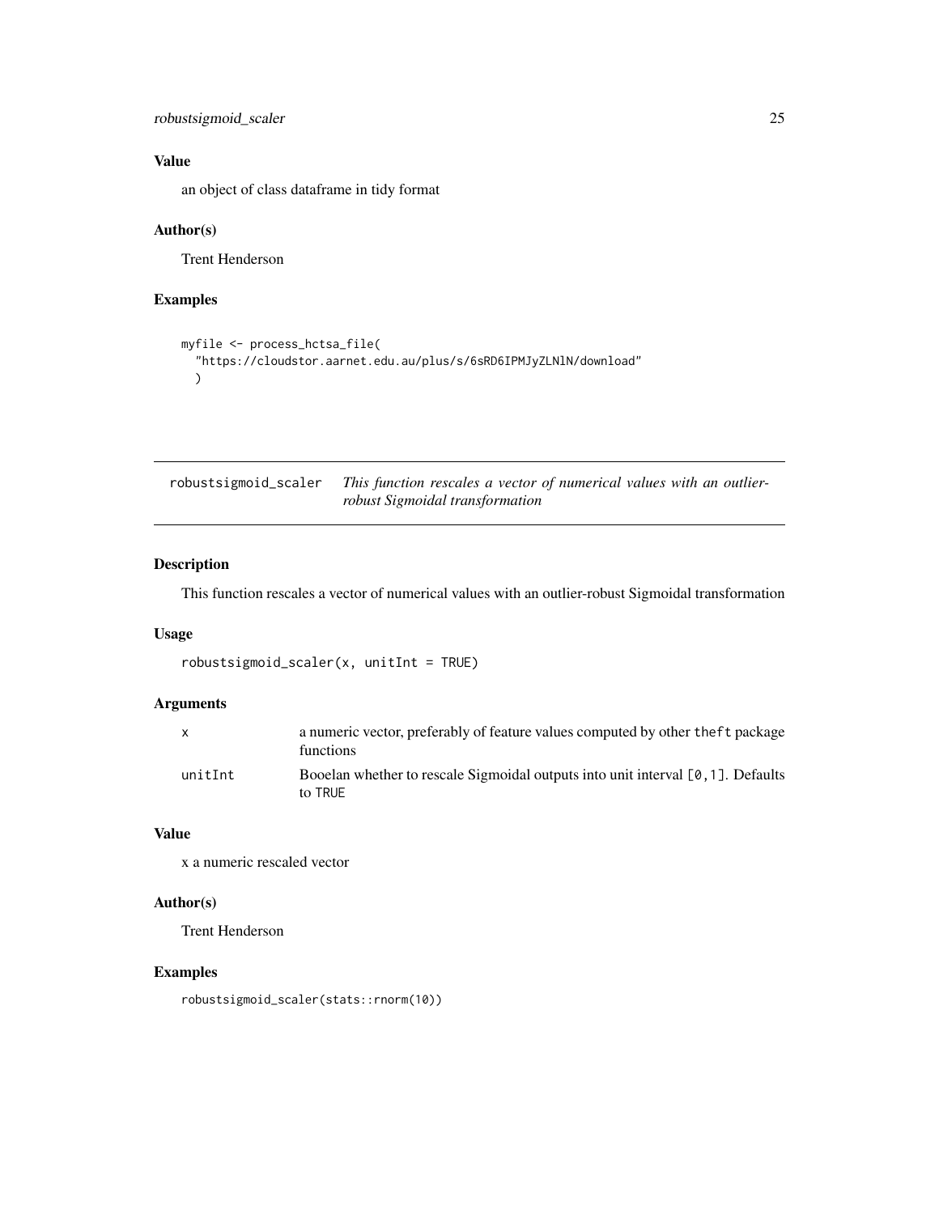### Value

an object of class dataframe in tidy format

### Author(s)

Trent Henderson

### Examples

```
myfile <- process_hctsa_file(
  "https://cloudstor.aarnet.edu.au/plus/s/6sRD6IPMJyZLNlN/download"
  )
```

---

## robustsigmoid_scaler — *This function rescales a vector of numerical values with an outlier-robust Sigmoidal transformation*

---

### Description

This function rescales a vector of numerical values with an outlier-robust Sigmoidal transformation

### Usage

```
robustsigmoid_scaler(x, unitInt = TRUE)
```

### Arguments

| | |
|---|---|
| x | a numeric vector, preferably of feature values computed by other theft package functions |
| unitInt | Booelan whether to rescale Sigmoidal outputs into unit interval [0,1]. Defaults to TRUE |

### Value

x a numeric rescaled vector

### Author(s)

Trent Henderson

### Examples

```
robustsigmoid_scaler(stats::rnorm(10))
```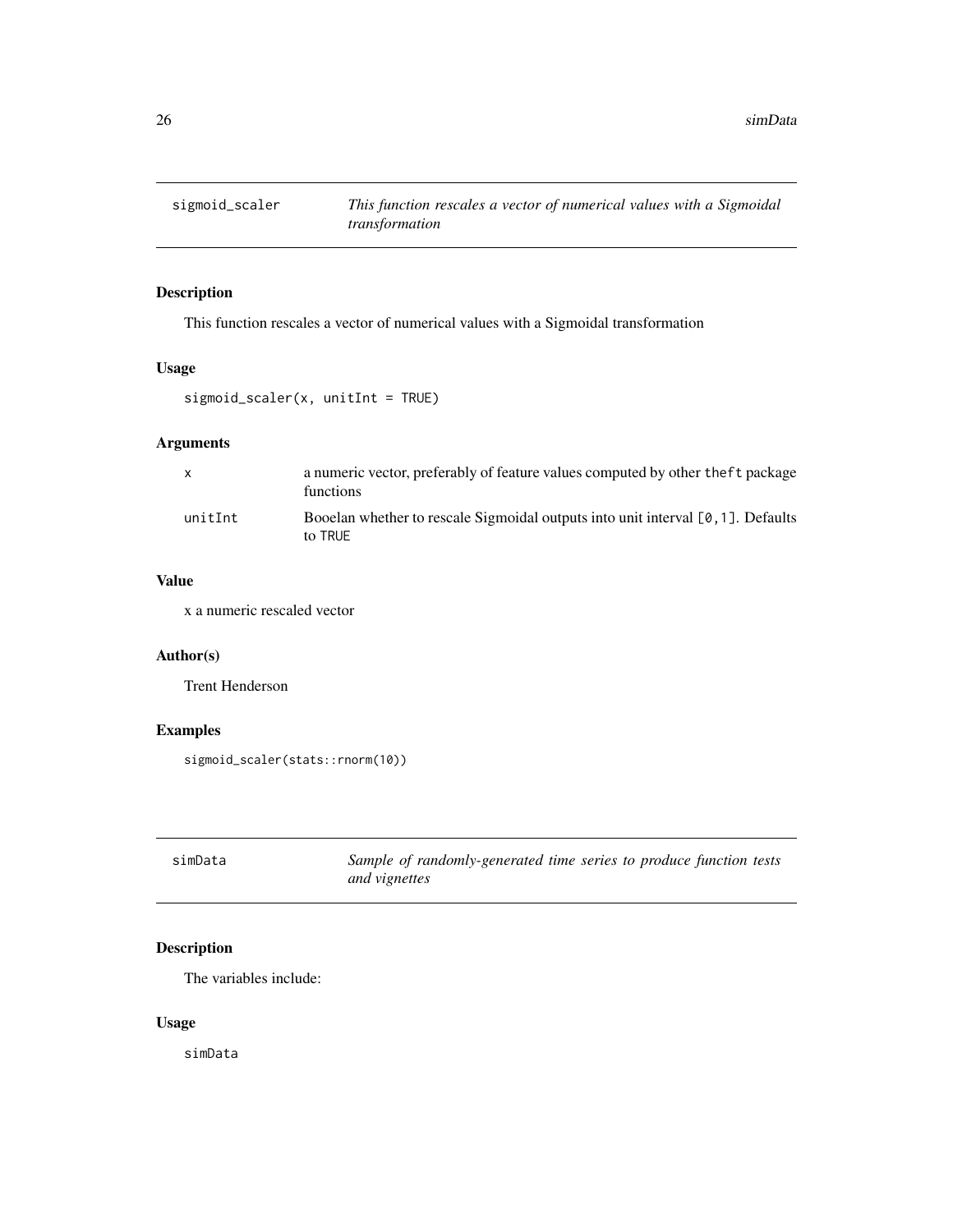## sigmoid_scaler — *This function rescales a vector of numerical values with a Sigmoidal transformation*

### Description

This function rescales a vector of numerical values with a Sigmoidal transformation

### Usage

```
sigmoid_scaler(x, unitInt = TRUE)
```

### Arguments

| | |
|---|---|
| x | a numeric vector, preferably of feature values computed by other theft package functions |
| unitInt | Booelan whether to rescale Sigmoidal outputs into unit interval [0,1]. Defaults to TRUE |

### Value

x a numeric rescaled vector

### Author(s)

Trent Henderson

### Examples

```
sigmoid_scaler(stats::rnorm(10))
```

## simData — *Sample of randomly-generated time series to produce function tests and vignettes*

### Description

The variables include:

### Usage

```
simData
```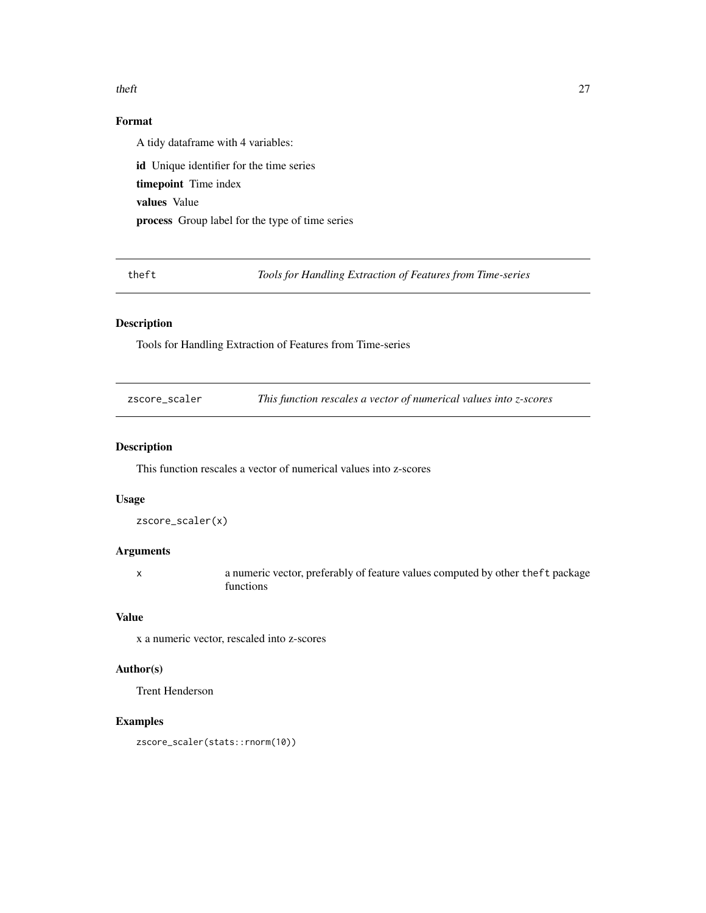### Format

A tidy dataframe with 4 variables:

**id** Unique identifier for the time series

**timepoint** Time index

**values** Value

**process** Group label for the type of time series

---

## theft — *Tools for Handling Extraction of Features from Time-series*

---

### Description

Tools for Handling Extraction of Features from Time-series

---

## zscore_scaler — *This function rescales a vector of numerical values into z-scores*

---

### Description

This function rescales a vector of numerical values into z-scores

### Usage

```
zscore_scaler(x)
```

### Arguments

| | |
|---|---|
| x | a numeric vector, preferably of feature values computed by other `theft` package functions |

### Value

x a numeric vector, rescaled into z-scores

### Author(s)

Trent Henderson

### Examples

```
zscore_scaler(stats::rnorm(10))
```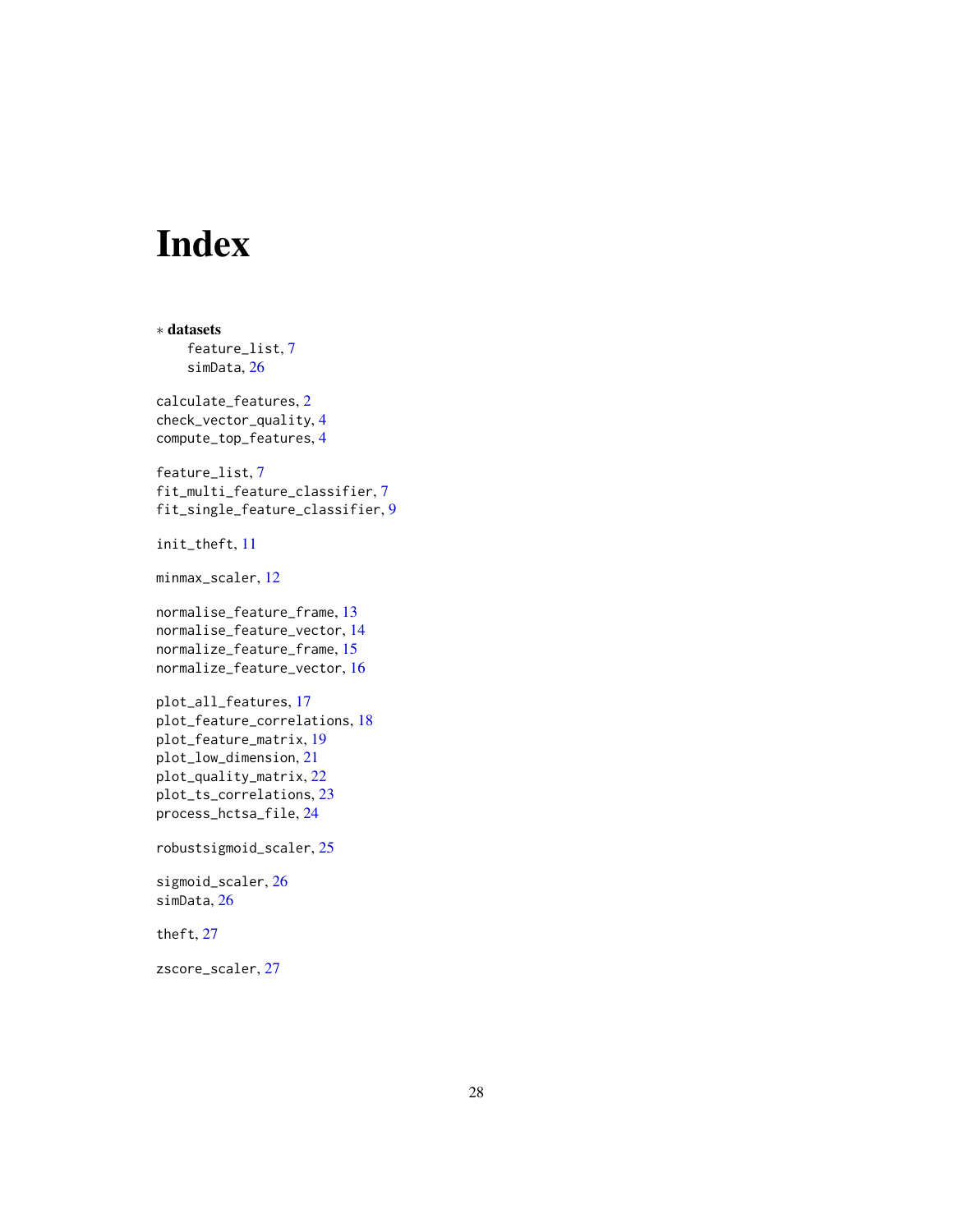# Index

∗ **datasets**
    feature_list, 7
    simData, 26

calculate_features, 2
check_vector_quality, 4
compute_top_features, 4

feature_list, 7
fit_multi_feature_classifier, 7
fit_single_feature_classifier, 9

init_theft, 11

minmax_scaler, 12

normalise_feature_frame, 13
normalise_feature_vector, 14
normalize_feature_frame, 15
normalize_feature_vector, 16

plot_all_features, 17
plot_feature_correlations, 18
plot_feature_matrix, 19
plot_low_dimension, 21
plot_quality_matrix, 22
plot_ts_correlations, 23
process_hctsa_file, 24

robustsigmoid_scaler, 25

sigmoid_scaler, 26
simData, 26

theft, 27

zscore_scaler, 27